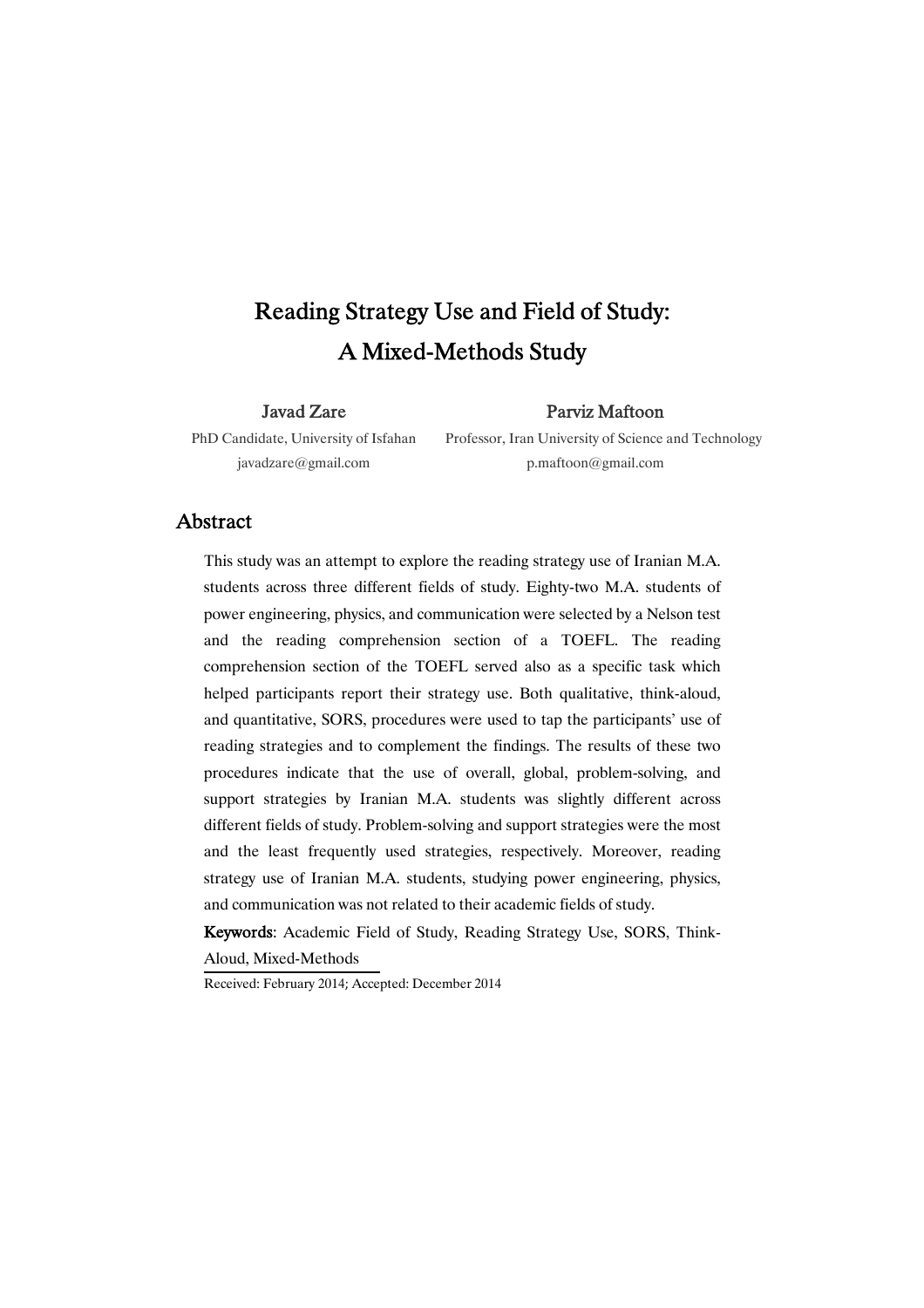# Reading Strategy Use and Field of Study: A Mixed-Methods Study

**Javad Zare**
PhD Candidate, University of Isfahan
javadzare@gmail.com

**Parviz Maftoon**
Professor, Iran University of Science and Technology
p.maftoon@gmail.com

## Abstract

This study was an attempt to explore the reading strategy use of Iranian M.A. students across three different fields of study. Eighty-two M.A. students of power engineering, physics, and communication were selected by a Nelson test and the reading comprehension section of a TOEFL. The reading comprehension section of the TOEFL served also as a specific task which helped participants report their strategy use. Both qualitative, think-aloud, and quantitative, SORS, procedures were used to tap the participants' use of reading strategies and to complement the findings. The results of these two procedures indicate that the use of overall, global, problem-solving, and support strategies by Iranian M.A. students was slightly different across different fields of study. Problem-solving and support strategies were the most and the least frequently used strategies, respectively. Moreover, reading strategy use of Iranian M.A. students, studying power engineering, physics, and communication was not related to their academic fields of study.

**Keywords**: Academic Field of Study, Reading Strategy Use, SORS, Think-Aloud, Mixed-Methods

Received: February 2014; Accepted: December 2014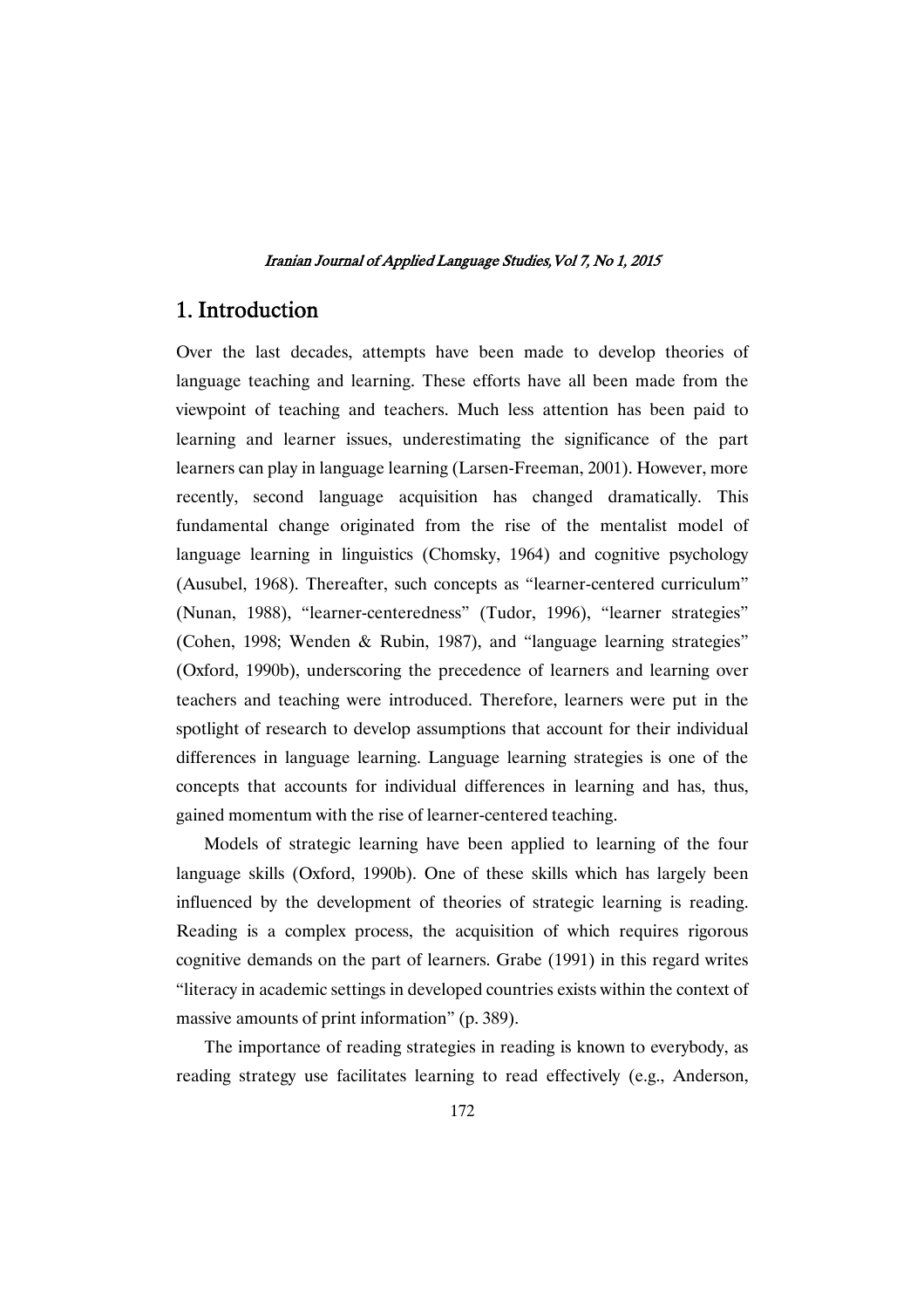# 1. Introduction

Over the last decades, attempts have been made to develop theories of language teaching and learning. These efforts have all been made from the viewpoint of teaching and teachers. Much less attention has been paid to learning and learner issues, underestimating the significance of the part learners can play in language learning (Larsen-Freeman, 2001). However, more recently, second language acquisition has changed dramatically. This fundamental change originated from the rise of the mentalist model of language learning in linguistics (Chomsky, 1964) and cognitive psychology (Ausubel, 1968). Thereafter, such concepts as "learner-centered curriculum" (Nunan, 1988), "learner-centeredness" (Tudor, 1996), "learner strategies" (Cohen, 1998; Wenden & Rubin, 1987), and "language learning strategies" (Oxford, 1990b), underscoring the precedence of learners and learning over teachers and teaching were introduced. Therefore, learners were put in the spotlight of research to develop assumptions that account for their individual differences in language learning. Language learning strategies is one of the concepts that accounts for individual differences in learning and has, thus, gained momentum with the rise of learner-centered teaching.

Models of strategic learning have been applied to learning of the four language skills (Oxford, 1990b). One of these skills which has largely been influenced by the development of theories of strategic learning is reading. Reading is a complex process, the acquisition of which requires rigorous cognitive demands on the part of learners. Grabe (1991) in this regard writes "literacy in academic settings in developed countries exists within the context of massive amounts of print information" (p. 389).

The importance of reading strategies in reading is known to everybody, as reading strategy use facilitates learning to read effectively (e.g., Anderson,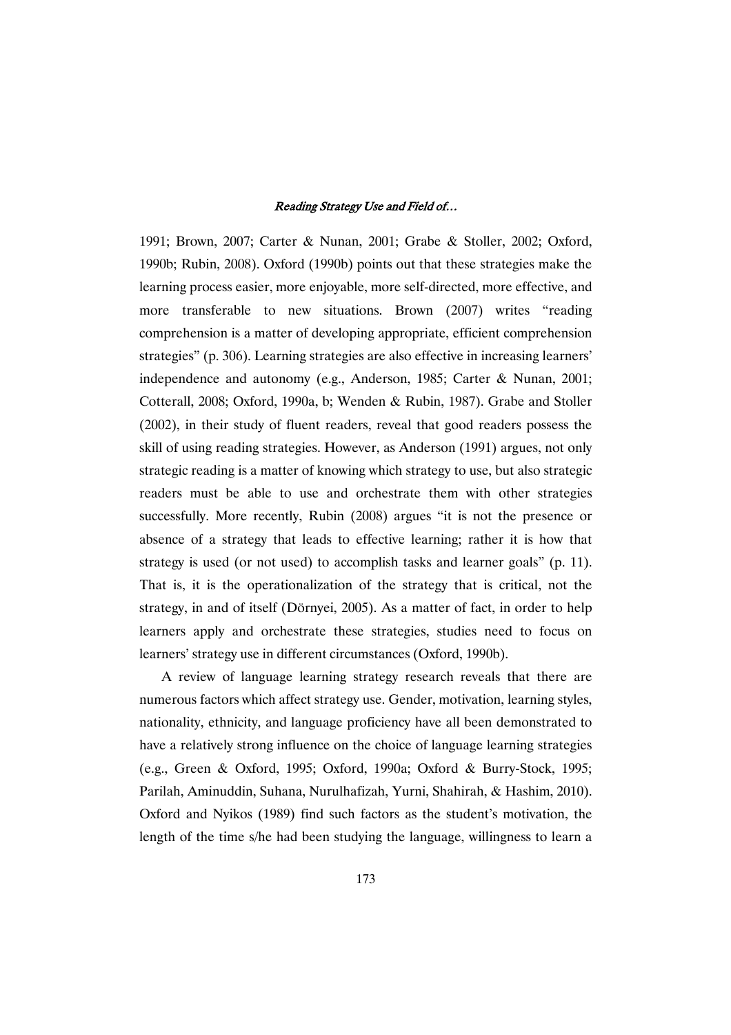1991; Brown, 2007; Carter & Nunan, 2001; Grabe & Stoller, 2002; Oxford, 1990b; Rubin, 2008). Oxford (1990b) points out that these strategies make the learning process easier, more enjoyable, more self-directed, more effective, and more transferable to new situations. Brown (2007) writes "reading comprehension is a matter of developing appropriate, efficient comprehension strategies" (p. 306). Learning strategies are also effective in increasing learners' independence and autonomy (e.g., Anderson, 1985; Carter & Nunan, 2001; Cotterall, 2008; Oxford, 1990a, b; Wenden & Rubin, 1987). Grabe and Stoller (2002), in their study of fluent readers, reveal that good readers possess the skill of using reading strategies. However, as Anderson (1991) argues, not only strategic reading is a matter of knowing which strategy to use, but also strategic readers must be able to use and orchestrate them with other strategies successfully. More recently, Rubin (2008) argues "it is not the presence or absence of a strategy that leads to effective learning; rather it is how that strategy is used (or not used) to accomplish tasks and learner goals" (p. 11). That is, it is the operationalization of the strategy that is critical, not the strategy, in and of itself (Dörnyei, 2005). As a matter of fact, in order to help learners apply and orchestrate these strategies, studies need to focus on learners' strategy use in different circumstances (Oxford, 1990b).

A review of language learning strategy research reveals that there are numerous factors which affect strategy use. Gender, motivation, learning styles, nationality, ethnicity, and language proficiency have all been demonstrated to have a relatively strong influence on the choice of language learning strategies (e.g., Green & Oxford, 1995; Oxford, 1990a; Oxford & Burry-Stock, 1995; Parilah, Aminuddin, Suhana, Nurulhafizah, Yurni, Shahirah, & Hashim, 2010). Oxford and Nyikos (1989) find such factors as the student's motivation, the length of the time s/he had been studying the language, willingness to learn a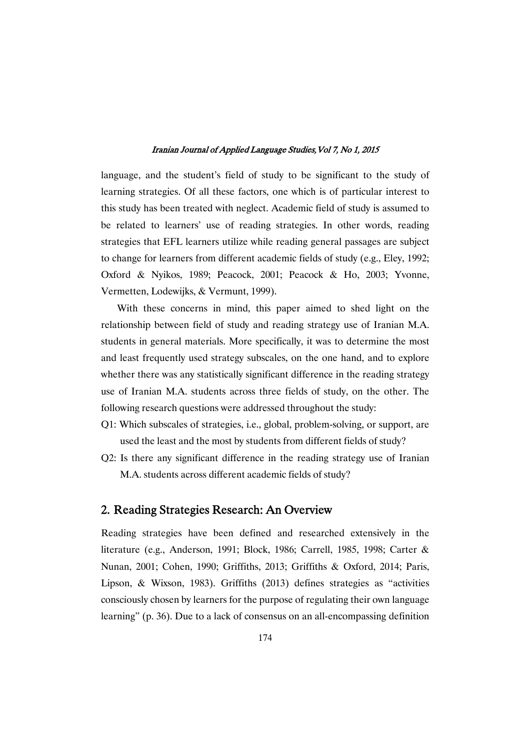language, and the student's field of study to be significant to the study of learning strategies. Of all these factors, one which is of particular interest to this study has been treated with neglect. Academic field of study is assumed to be related to learners' use of reading strategies. In other words, reading strategies that EFL learners utilize while reading general passages are subject to change for learners from different academic fields of study (e.g., Eley, 1992; Oxford & Nyikos, 1989; Peacock, 2001; Peacock & Ho, 2003; Yvonne, Vermetten, Lodewijks, & Vermunt, 1999).

With these concerns in mind, this paper aimed to shed light on the relationship between field of study and reading strategy use of Iranian M.A. students in general materials. More specifically, it was to determine the most and least frequently used strategy subscales, on the one hand, and to explore whether there was any statistically significant difference in the reading strategy use of Iranian M.A. students across three fields of study, on the other. The following research questions were addressed throughout the study:

Q1: Which subscales of strategies, i.e., global, problem-solving, or support, are used the least and the most by students from different fields of study?

Q2: Is there any significant difference in the reading strategy use of Iranian M.A. students across different academic fields of study?

## 2. Reading Strategies Research: An Overview

Reading strategies have been defined and researched extensively in the literature (e.g., Anderson, 1991; Block, 1986; Carrell, 1985, 1998; Carter & Nunan, 2001; Cohen, 1990; Griffiths, 2013; Griffiths & Oxford, 2014; Paris, Lipson, & Wixson, 1983). Griffiths (2013) defines strategies as "activities consciously chosen by learners for the purpose of regulating their own language learning" (p. 36). Due to a lack of consensus on an all-encompassing definition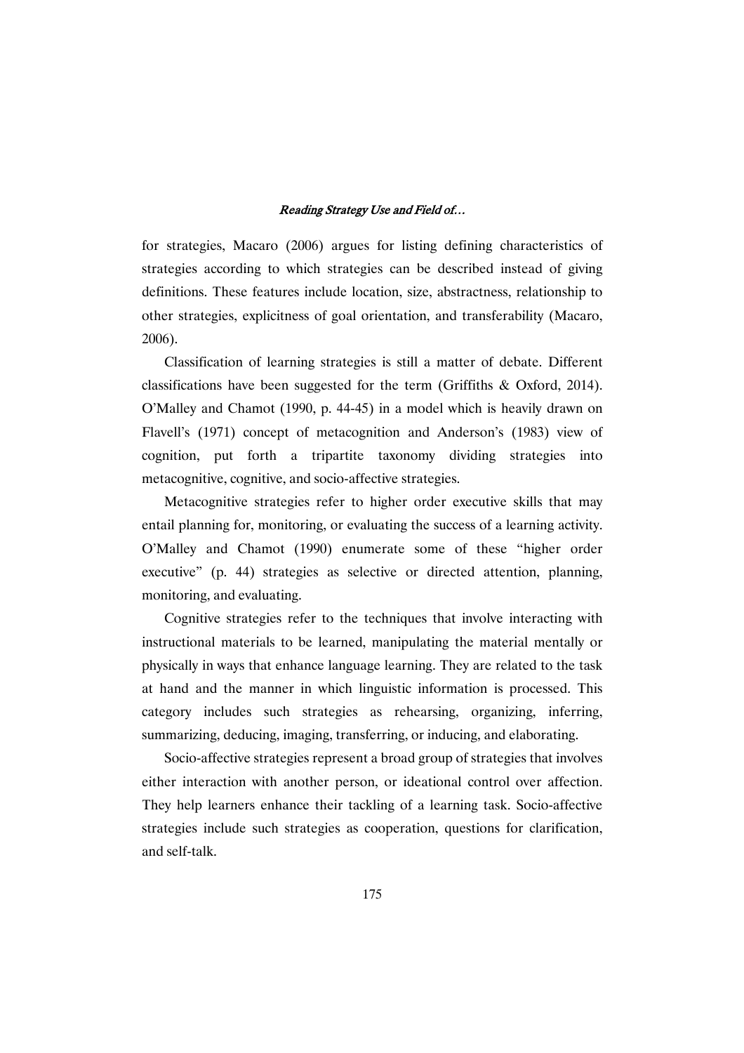for strategies, Macaro (2006) argues for listing defining characteristics of strategies according to which strategies can be described instead of giving definitions. These features include location, size, abstractness, relationship to other strategies, explicitness of goal orientation, and transferability (Macaro, 2006).

Classification of learning strategies is still a matter of debate. Different classifications have been suggested for the term (Griffiths & Oxford, 2014). O'Malley and Chamot (1990, p. 44-45) in a model which is heavily drawn on Flavell's (1971) concept of metacognition and Anderson's (1983) view of cognition, put forth a tripartite taxonomy dividing strategies into metacognitive, cognitive, and socio-affective strategies.

Metacognitive strategies refer to higher order executive skills that may entail planning for, monitoring, or evaluating the success of a learning activity. O'Malley and Chamot (1990) enumerate some of these "higher order executive" (p. 44) strategies as selective or directed attention, planning, monitoring, and evaluating.

Cognitive strategies refer to the techniques that involve interacting with instructional materials to be learned, manipulating the material mentally or physically in ways that enhance language learning. They are related to the task at hand and the manner in which linguistic information is processed. This category includes such strategies as rehearsing, organizing, inferring, summarizing, deducing, imaging, transferring, or inducing, and elaborating.

Socio-affective strategies represent a broad group of strategies that involves either interaction with another person, or ideational control over affection. They help learners enhance their tackling of a learning task. Socio-affective strategies include such strategies as cooperation, questions for clarification, and self-talk.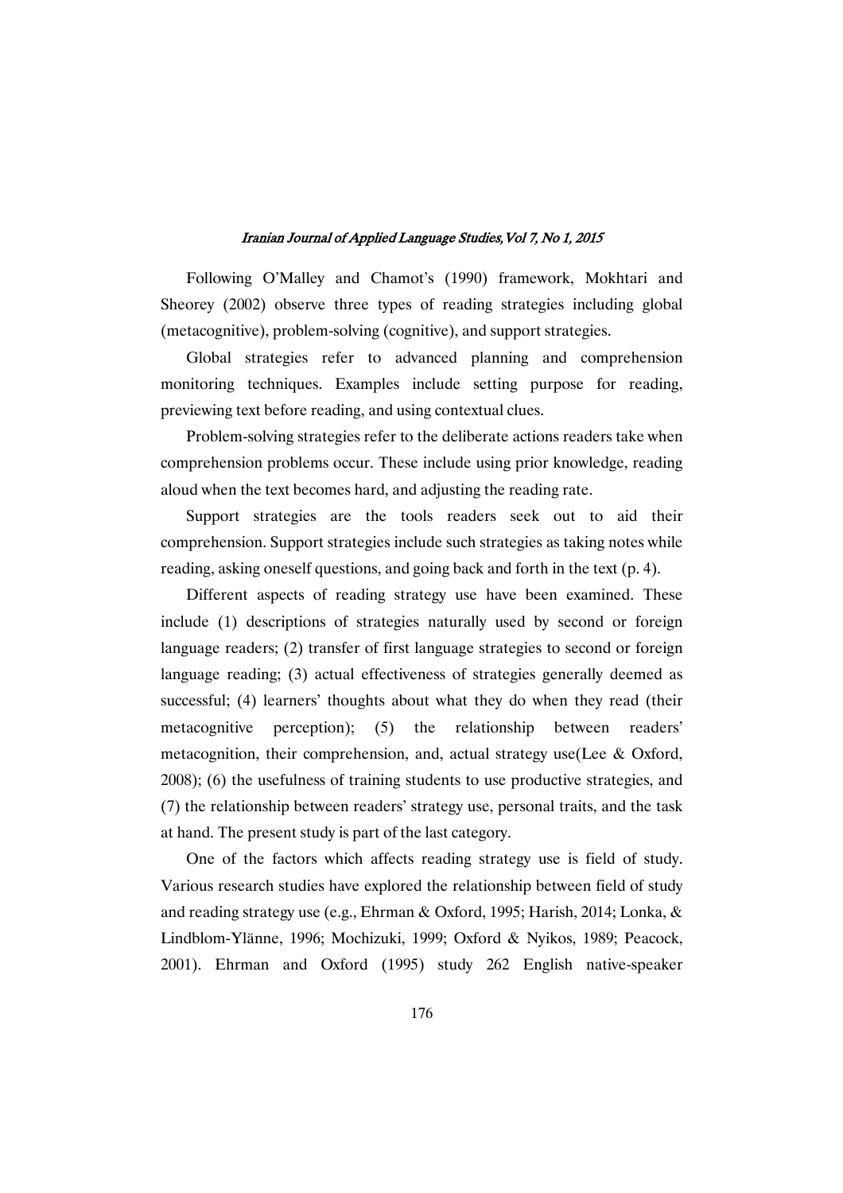Following O'Malley and Chamot's (1990) framework, Mokhtari and Sheorey (2002) observe three types of reading strategies including global (metacognitive), problem-solving (cognitive), and support strategies.

Global strategies refer to advanced planning and comprehension monitoring techniques. Examples include setting purpose for reading, previewing text before reading, and using contextual clues.

Problem-solving strategies refer to the deliberate actions readers take when comprehension problems occur. These include using prior knowledge, reading aloud when the text becomes hard, and adjusting the reading rate.

Support strategies are the tools readers seek out to aid their comprehension. Support strategies include such strategies as taking notes while reading, asking oneself questions, and going back and forth in the text (p. 4).

Different aspects of reading strategy use have been examined. These include (1) descriptions of strategies naturally used by second or foreign language readers; (2) transfer of first language strategies to second or foreign language reading; (3) actual effectiveness of strategies generally deemed as successful; (4) learners' thoughts about what they do when they read (their metacognitive perception); (5) the relationship between readers' metacognition, their comprehension, and, actual strategy use(Lee & Oxford, 2008); (6) the usefulness of training students to use productive strategies, and (7) the relationship between readers' strategy use, personal traits, and the task at hand. The present study is part of the last category.

One of the factors which affects reading strategy use is field of study. Various research studies have explored the relationship between field of study and reading strategy use (e.g., Ehrman & Oxford, 1995; Harish, 2014; Lonka, & Lindblom-Ylänne, 1996; Mochizuki, 1999; Oxford & Nyikos, 1989; Peacock, 2001). Ehrman and Oxford (1995) study 262 English native-speaker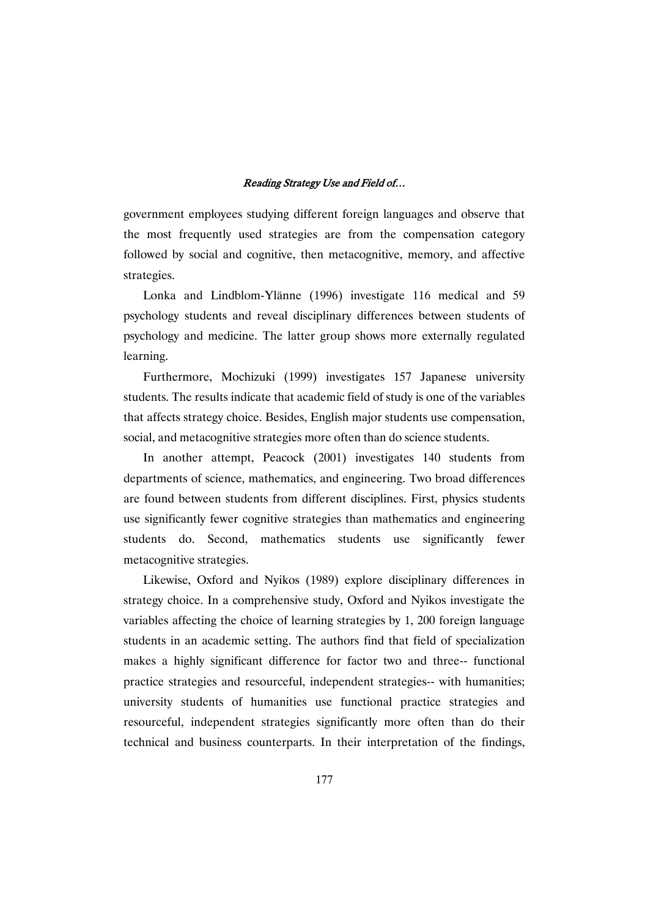government employees studying different foreign languages and observe that the most frequently used strategies are from the compensation category followed by social and cognitive, then metacognitive, memory, and affective strategies.

Lonka and Lindblom-Ylänne (1996) investigate 116 medical and 59 psychology students and reveal disciplinary differences between students of psychology and medicine. The latter group shows more externally regulated learning.

Furthermore, Mochizuki (1999) investigates 157 Japanese university students. The results indicate that academic field of study is one of the variables that affects strategy choice. Besides, English major students use compensation, social, and metacognitive strategies more often than do science students.

In another attempt, Peacock (2001) investigates 140 students from departments of science, mathematics, and engineering. Two broad differences are found between students from different disciplines. First, physics students use significantly fewer cognitive strategies than mathematics and engineering students do. Second, mathematics students use significantly fewer metacognitive strategies.

Likewise, Oxford and Nyikos (1989) explore disciplinary differences in strategy choice. In a comprehensive study, Oxford and Nyikos investigate the variables affecting the choice of learning strategies by 1, 200 foreign language students in an academic setting. The authors find that field of specialization makes a highly significant difference for factor two and three-- functional practice strategies and resourceful, independent strategies-- with humanities; university students of humanities use functional practice strategies and resourceful, independent strategies significantly more often than do their technical and business counterparts. In their interpretation of the findings,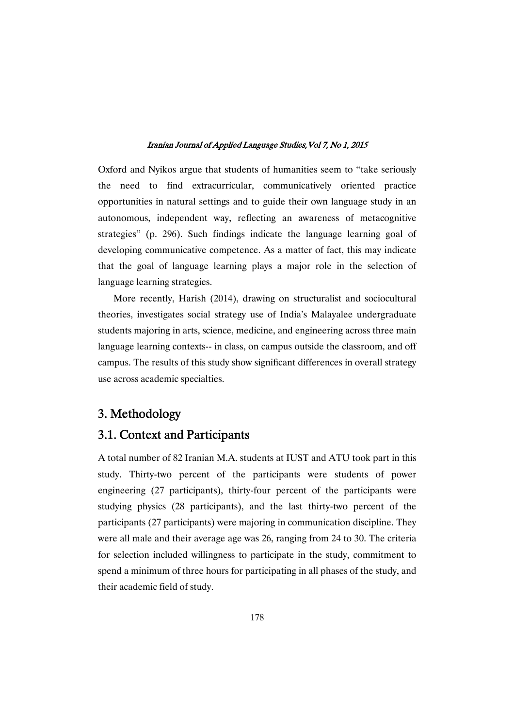Oxford and Nyikos argue that students of humanities seem to "take seriously the need to find extracurricular, communicatively oriented practice opportunities in natural settings and to guide their own language study in an autonomous, independent way, reflecting an awareness of metacognitive strategies" (p. 296). Such findings indicate the language learning goal of developing communicative competence. As a matter of fact, this may indicate that the goal of language learning plays a major role in the selection of language learning strategies.

More recently, Harish (2014), drawing on structuralist and sociocultural theories, investigates social strategy use of India's Malayalee undergraduate students majoring in arts, science, medicine, and engineering across three main language learning contexts-- in class, on campus outside the classroom, and off campus. The results of this study show significant differences in overall strategy use across academic specialties.

# 3. Methodology

## 3.1. Context and Participants

A total number of 82 Iranian M.A. students at IUST and ATU took part in this study. Thirty-two percent of the participants were students of power engineering (27 participants), thirty-four percent of the participants were studying physics (28 participants), and the last thirty-two percent of the participants (27 participants) were majoring in communication discipline. They were all male and their average age was 26, ranging from 24 to 30. The criteria for selection included willingness to participate in the study, commitment to spend a minimum of three hours for participating in all phases of the study, and their academic field of study.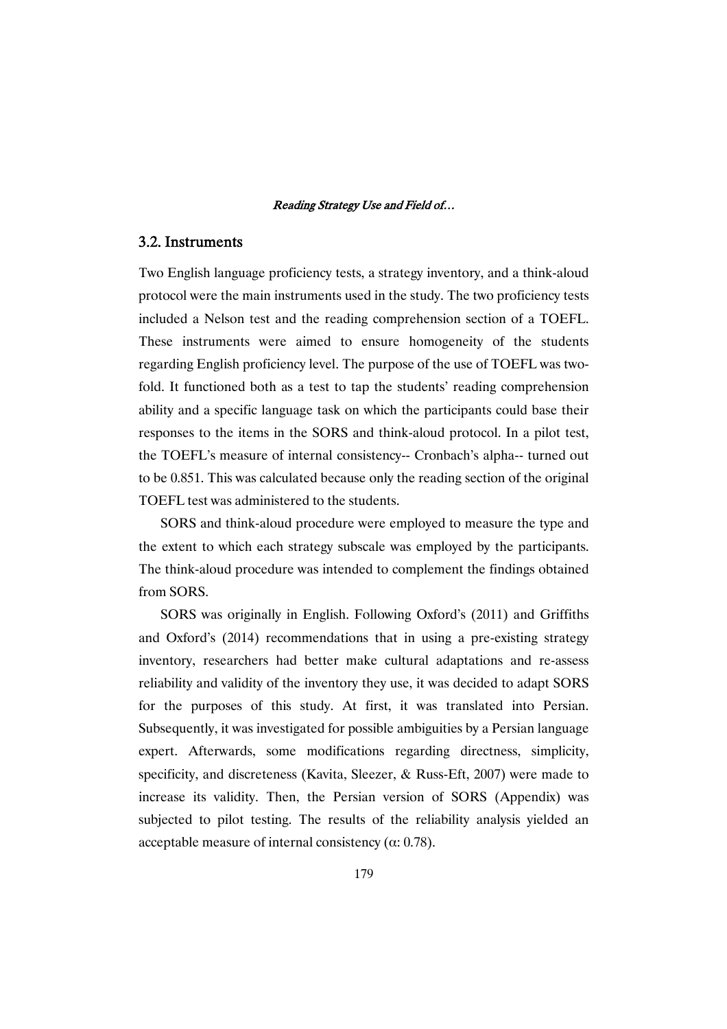## 3.2. Instruments

Two English language proficiency tests, a strategy inventory, and a think-aloud protocol were the main instruments used in the study. The two proficiency tests included a Nelson test and the reading comprehension section of a TOEFL. These instruments were aimed to ensure homogeneity of the students regarding English proficiency level. The purpose of the use of TOEFL was two-fold. It functioned both as a test to tap the students' reading comprehension ability and a specific language task on which the participants could base their responses to the items in the SORS and think-aloud protocol. In a pilot test, the TOEFL's measure of internal consistency-- Cronbach's alpha-- turned out to be 0.851. This was calculated because only the reading section of the original TOEFL test was administered to the students.

SORS and think-aloud procedure were employed to measure the type and the extent to which each strategy subscale was employed by the participants. The think-aloud procedure was intended to complement the findings obtained from SORS.

SORS was originally in English. Following Oxford's (2011) and Griffiths and Oxford's (2014) recommendations that in using a pre-existing strategy inventory, researchers had better make cultural adaptations and re-assess reliability and validity of the inventory they use, it was decided to adapt SORS for the purposes of this study. At first, it was translated into Persian. Subsequently, it was investigated for possible ambiguities by a Persian language expert. Afterwards, some modifications regarding directness, simplicity, specificity, and discreteness (Kavita, Sleezer, & Russ-Eft, 2007) were made to increase its validity. Then, the Persian version of SORS (Appendix) was subjected to pilot testing. The results of the reliability analysis yielded an acceptable measure of internal consistency ($\alpha$: 0.78).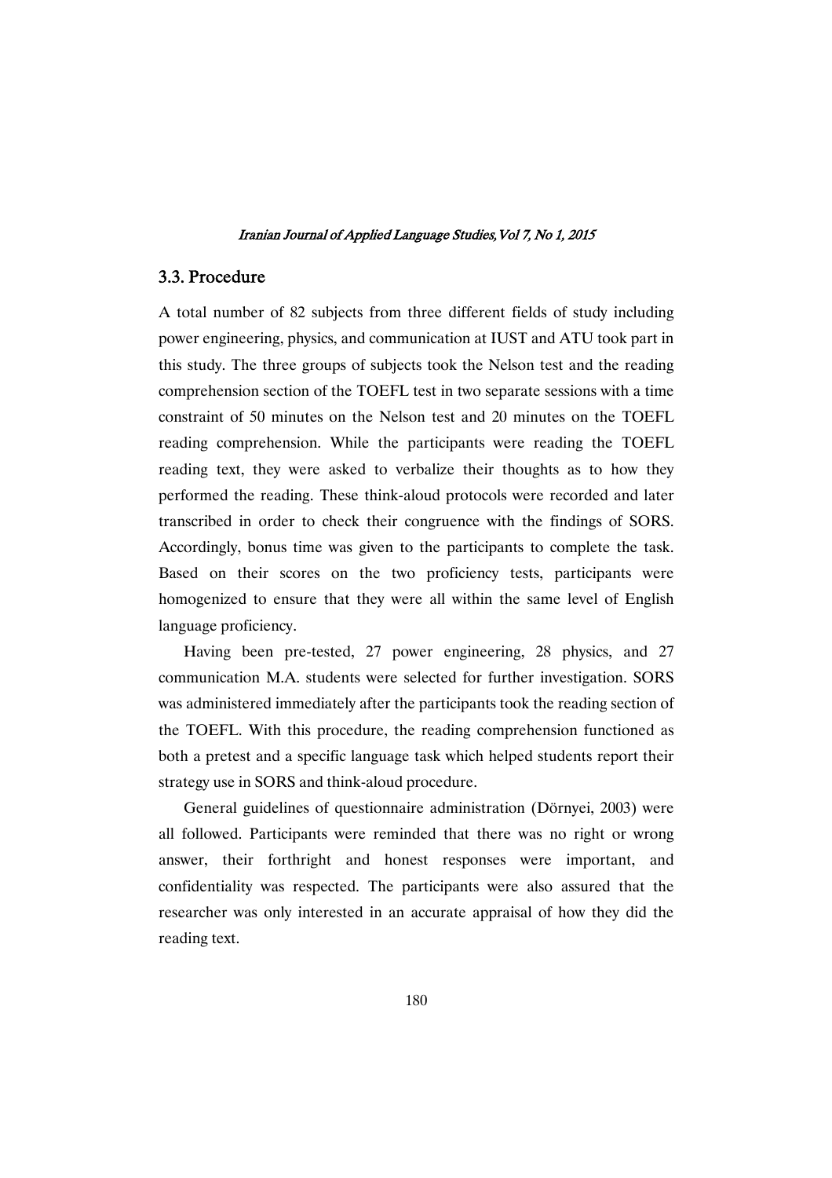## 3.3. Procedure

A total number of 82 subjects from three different fields of study including power engineering, physics, and communication at IUST and ATU took part in this study. The three groups of subjects took the Nelson test and the reading comprehension section of the TOEFL test in two separate sessions with a time constraint of 50 minutes on the Nelson test and 20 minutes on the TOEFL reading comprehension. While the participants were reading the TOEFL reading text, they were asked to verbalize their thoughts as to how they performed the reading. These think-aloud protocols were recorded and later transcribed in order to check their congruence with the findings of SORS. Accordingly, bonus time was given to the participants to complete the task. Based on their scores on the two proficiency tests, participants were homogenized to ensure that they were all within the same level of English language proficiency.

Having been pre-tested, 27 power engineering, 28 physics, and 27 communication M.A. students were selected for further investigation. SORS was administered immediately after the participants took the reading section of the TOEFL. With this procedure, the reading comprehension functioned as both a pretest and a specific language task which helped students report their strategy use in SORS and think-aloud procedure.

General guidelines of questionnaire administration (Dörnyei, 2003) were all followed. Participants were reminded that there was no right or wrong answer, their forthright and honest responses were important, and confidentiality was respected. The participants were also assured that the researcher was only interested in an accurate appraisal of how they did the reading text.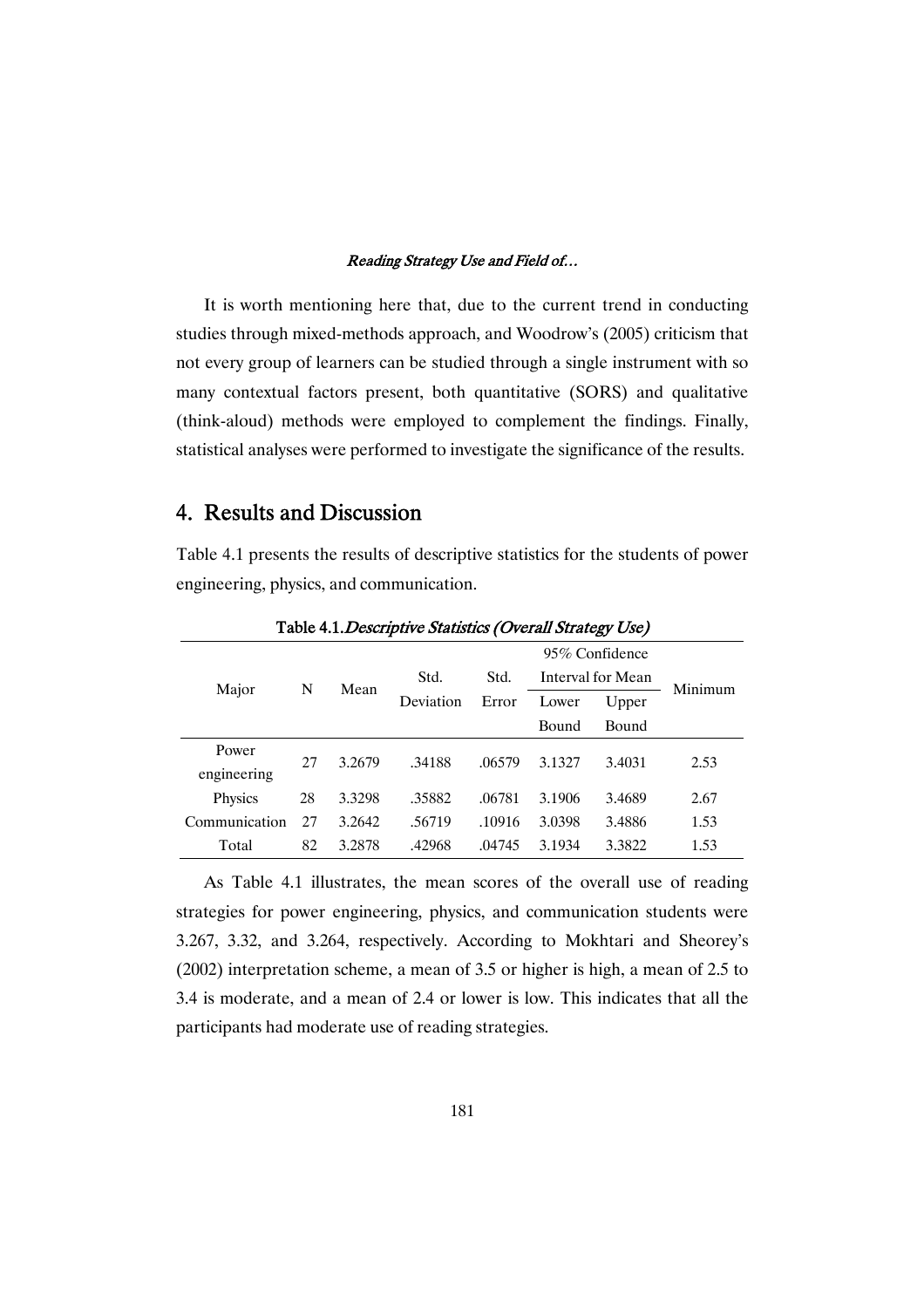It is worth mentioning here that, due to the current trend in conducting studies through mixed-methods approach, and Woodrow's (2005) criticism that not every group of learners can be studied through a single instrument with so many contextual factors present, both quantitative (SORS) and qualitative (think-aloud) methods were employed to complement the findings. Finally, statistical analyses were performed to investigate the significance of the results.

## 4. Results and Discussion

Table 4.1 presents the results of descriptive statistics for the students of power engineering, physics, and communication.

**Table 4.1.** *Descriptive Statistics (Overall Strategy Use)*

| Major | N | Mean | Std. Deviation | Std. Error | 95% Confidence Interval for Mean | | Minimum |
|---|---|---|---|---|---|---|---|
| | | | | | Lower Bound | Upper Bound | |
| Power engineering | 27 | 3.2679 | .34188 | .06579 | 3.1327 | 3.4031 | 2.53 |
| Physics | 28 | 3.3298 | .35882 | .06781 | 3.1906 | 3.4689 | 2.67 |
| Communication | 27 | 3.2642 | .56719 | .10916 | 3.0398 | 3.4886 | 1.53 |
| Total | 82 | 3.2878 | .42968 | .04745 | 3.1934 | 3.3822 | 1.53 |

As Table 4.1 illustrates, the mean scores of the overall use of reading strategies for power engineering, physics, and communication students were 3.267, 3.32, and 3.264, respectively. According to Mokhtari and Sheorey's (2002) interpretation scheme, a mean of 3.5 or higher is high, a mean of 2.5 to 3.4 is moderate, and a mean of 2.4 or lower is low. This indicates that all the participants had moderate use of reading strategies.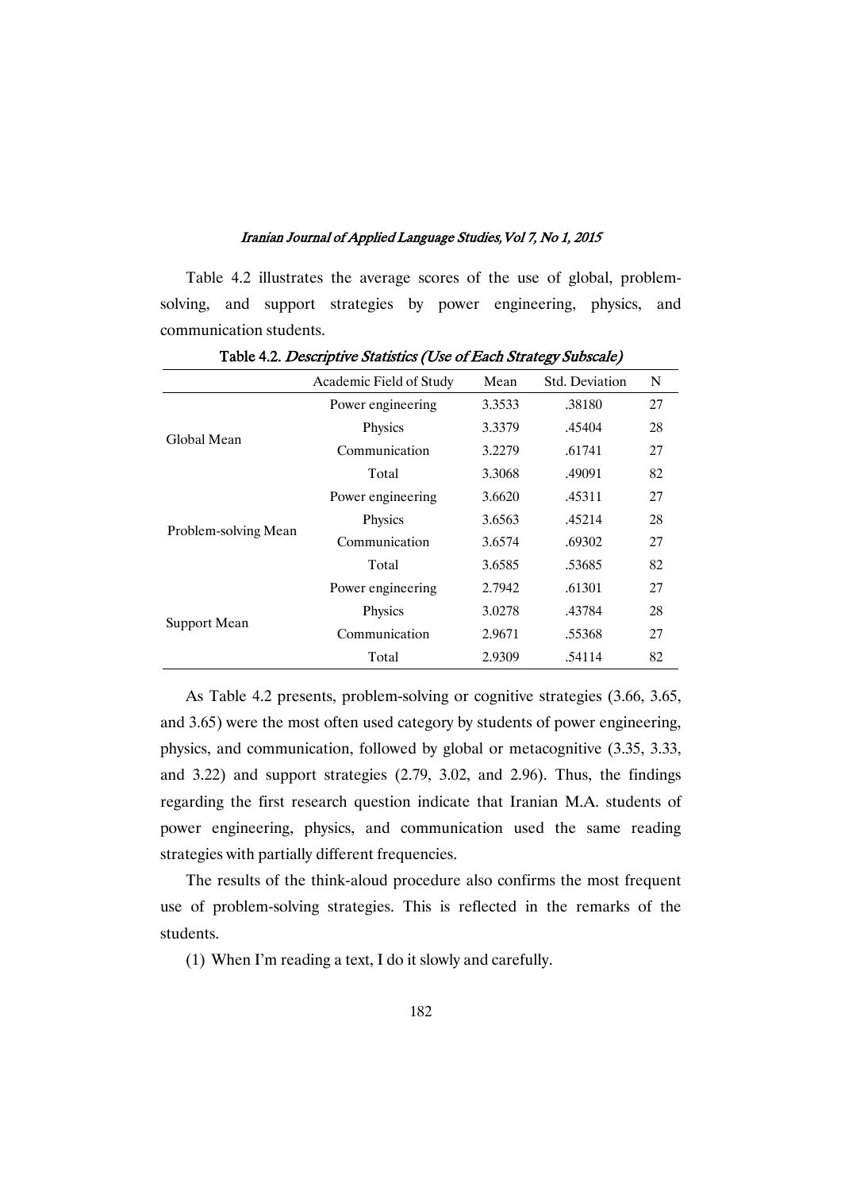Table 4.2 illustrates the average scores of the use of global, problem-solving, and support strategies by power engineering, physics, and communication students.

Table 4.2. *Descriptive Statistics (Use of Each Strategy Subscale)*

| | Academic Field of Study | Mean | Std. Deviation | N |
|---|---|---|---|---|
| Global Mean | Power engineering | 3.3533 | .38180 | 27 |
| | Physics | 3.3379 | .45404 | 28 |
| | Communication | 3.2279 | .61741 | 27 |
| | Total | 3.3068 | .49091 | 82 |
| Problem-solving Mean | Power engineering | 3.6620 | .45311 | 27 |
| | Physics | 3.6563 | .45214 | 28 |
| | Communication | 3.6574 | .69302 | 27 |
| | Total | 3.6585 | .53685 | 82 |
| Support Mean | Power engineering | 2.7942 | .61301 | 27 |
| | Physics | 3.0278 | .43784 | 28 |
| | Communication | 2.9671 | .55368 | 27 |
| | Total | 2.9309 | .54114 | 82 |

As Table 4.2 presents, problem-solving or cognitive strategies (3.66, 3.65, and 3.65) were the most often used category by students of power engineering, physics, and communication, followed by global or metacognitive (3.35, 3.33, and 3.22) and support strategies (2.79, 3.02, and 2.96). Thus, the findings regarding the first research question indicate that Iranian M.A. students of power engineering, physics, and communication used the same reading strategies with partially different frequencies.

The results of the think-aloud procedure also confirms the most frequent use of problem-solving strategies. This is reflected in the remarks of the students.

(1) When I'm reading a text, I do it slowly and carefully.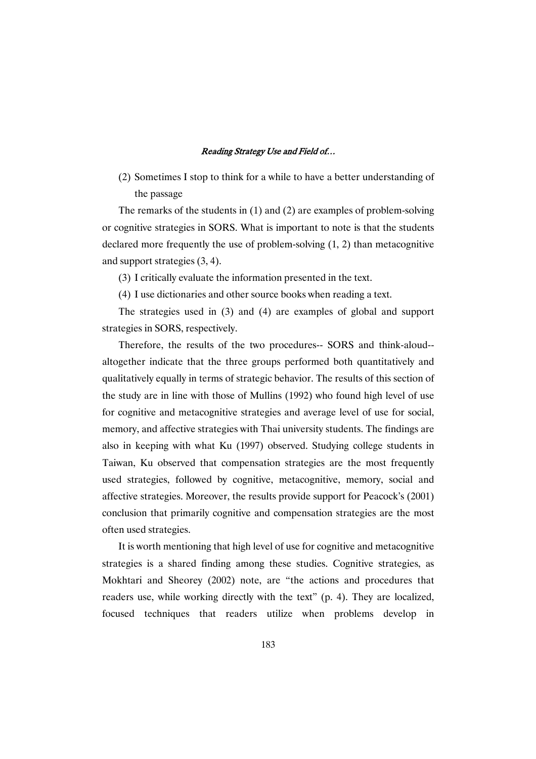(2) Sometimes I stop to think for a while to have a better understanding of the passage

The remarks of the students in (1) and (2) are examples of problem-solving or cognitive strategies in SORS. What is important to note is that the students declared more frequently the use of problem-solving (1, 2) than metacognitive and support strategies (3, 4).

(3) I critically evaluate the information presented in the text.

(4) I use dictionaries and other source books when reading a text.

The strategies used in (3) and (4) are examples of global and support strategies in SORS, respectively.

Therefore, the results of the two procedures-- SORS and think-aloud-- altogether indicate that the three groups performed both quantitatively and qualitatively equally in terms of strategic behavior. The results of this section of the study are in line with those of Mullins (1992) who found high level of use for cognitive and metacognitive strategies and average level of use for social, memory, and affective strategies with Thai university students. The findings are also in keeping with what Ku (1997) observed. Studying college students in Taiwan, Ku observed that compensation strategies are the most frequently used strategies, followed by cognitive, metacognitive, memory, social and affective strategies. Moreover, the results provide support for Peacock's (2001) conclusion that primarily cognitive and compensation strategies are the most often used strategies.

It is worth mentioning that high level of use for cognitive and metacognitive strategies is a shared finding among these studies. Cognitive strategies, as Mokhtari and Sheorey (2002) note, are "the actions and procedures that readers use, while working directly with the text" (p. 4). They are localized, focused techniques that readers utilize when problems develop in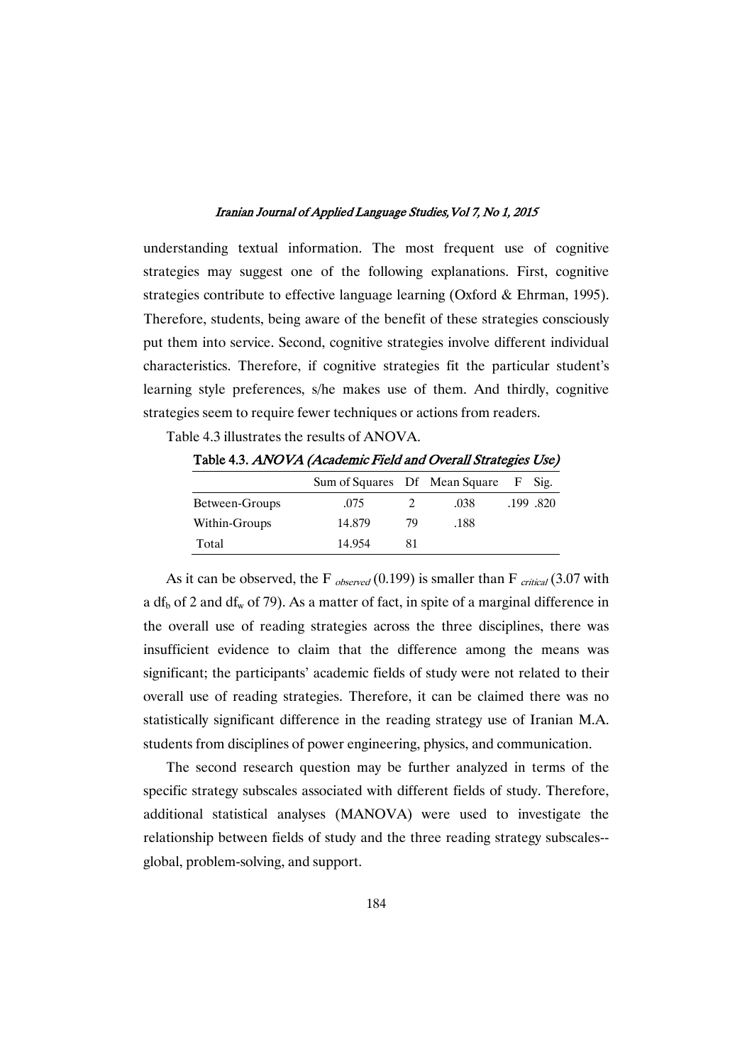understanding textual information. The most frequent use of cognitive strategies may suggest one of the following explanations. First, cognitive strategies contribute to effective language learning (Oxford & Ehrman, 1995). Therefore, students, being aware of the benefit of these strategies consciously put them into service. Second, cognitive strategies involve different individual characteristics. Therefore, if cognitive strategies fit the particular student's learning style preferences, s/he makes use of them. And thirdly, cognitive strategies seem to require fewer techniques or actions from readers.

Table 4.3 illustrates the results of ANOVA.

**Table 4.3.** *ANOVA (Academic Field and Overall Strategies Use)*

| | Sum of Squares | Df | Mean Square | F | Sig. |
|---|---|---|---|---|---|
| Between-Groups | .075 | 2 | .038 | .199 | .820 |
| Within-Groups | 14.879 | 79 | .188 | | |
| Total | 14.954 | 81 | | | |

As it can be observed, the $F_{observed}$ (0.199) is smaller than $F_{critical}$ (3.07 with a $df_b$ of 2 and $df_w$ of 79). As a matter of fact, in spite of a marginal difference in the overall use of reading strategies across the three disciplines, there was insufficient evidence to claim that the difference among the means was significant; the participants' academic fields of study were not related to their overall use of reading strategies. Therefore, it can be claimed there was no statistically significant difference in the reading strategy use of Iranian M.A. students from disciplines of power engineering, physics, and communication.

The second research question may be further analyzed in terms of the specific strategy subscales associated with different fields of study. Therefore, additional statistical analyses (MANOVA) were used to investigate the relationship between fields of study and the three reading strategy subscales--global, problem-solving, and support.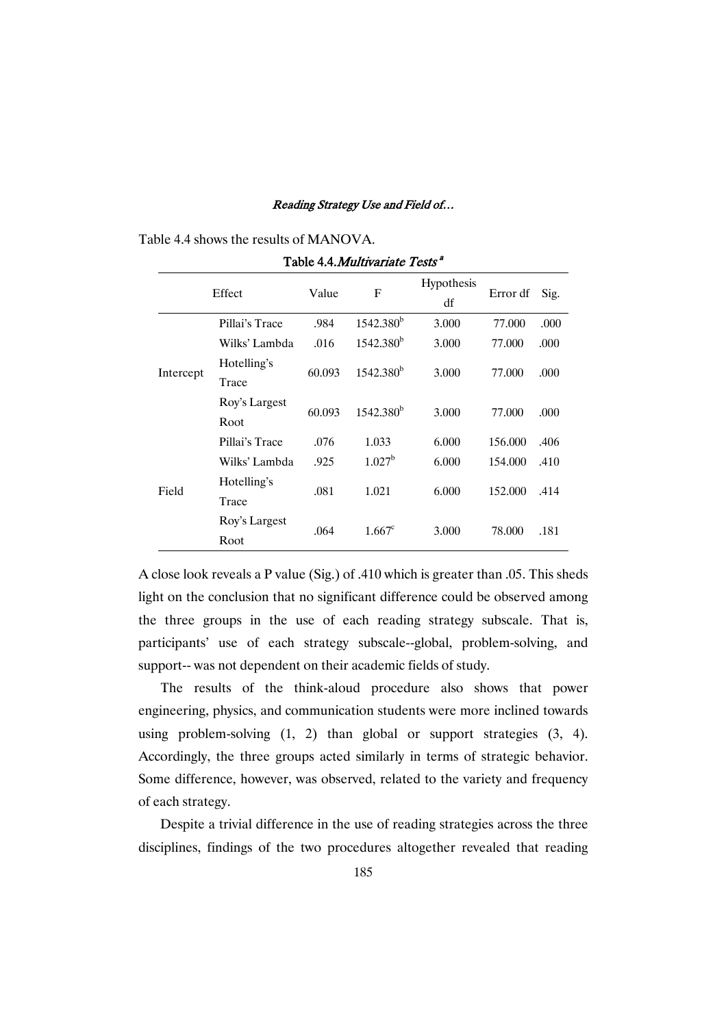Table 4.4 shows the results of MANOVA.

**Table 4.4.** *Multivariate Tests* [a]

| Effect | | Value | F | Hypothesis df | Error df | Sig. |
|---|---|---|---|---|---|---|
| Intercept | Pillai's Trace | .984 | 1542.380[b] | 3.000 | 77.000 | .000 |
| | Wilks' Lambda | .016 | 1542.380[b] | 3.000 | 77.000 | .000 |
| | Hotelling's Trace | 60.093 | 1542.380[b] | 3.000 | 77.000 | .000 |
| | Roy's Largest Root | 60.093 | 1542.380[b] | 3.000 | 77.000 | .000 |
| Field | Pillai's Trace | .076 | 1.033 | 6.000 | 156.000 | .406 |
| | Wilks' Lambda | .925 | 1.027[b] | 6.000 | 154.000 | .410 |
| | Hotelling's Trace | .081 | 1.021 | 6.000 | 152.000 | .414 |
| | Roy's Largest Root | .064 | 1.667[c] | 3.000 | 78.000 | .181 |

A close look reveals a P value (Sig.) of .410 which is greater than .05. This sheds light on the conclusion that no significant difference could be observed among the three groups in the use of each reading strategy subscale. That is, participants' use of each strategy subscale--global, problem-solving, and support-- was not dependent on their academic fields of study.

The results of the think-aloud procedure also shows that power engineering, physics, and communication students were more inclined towards using problem-solving (1, 2) than global or support strategies (3, 4). Accordingly, the three groups acted similarly in terms of strategic behavior. Some difference, however, was observed, related to the variety and frequency of each strategy.

Despite a trivial difference in the use of reading strategies across the three disciplines, findings of the two procedures altogether revealed that reading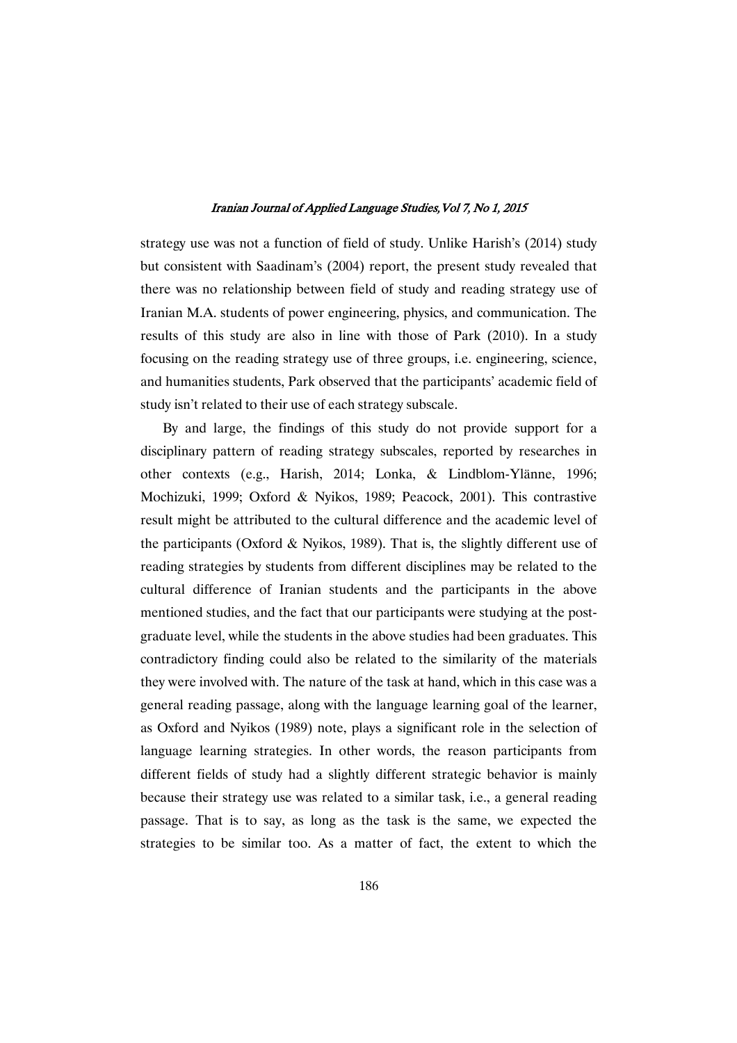strategy use was not a function of field of study. Unlike Harish's (2014) study but consistent with Saadinam's (2004) report, the present study revealed that there was no relationship between field of study and reading strategy use of Iranian M.A. students of power engineering, physics, and communication. The results of this study are also in line with those of Park (2010). In a study focusing on the reading strategy use of three groups, i.e. engineering, science, and humanities students, Park observed that the participants' academic field of study isn't related to their use of each strategy subscale.

By and large, the findings of this study do not provide support for a disciplinary pattern of reading strategy subscales, reported by researches in other contexts (e.g., Harish, 2014; Lonka, & Lindblom-Ylänne, 1996; Mochizuki, 1999; Oxford & Nyikos, 1989; Peacock, 2001). This contrastive result might be attributed to the cultural difference and the academic level of the participants (Oxford & Nyikos, 1989). That is, the slightly different use of reading strategies by students from different disciplines may be related to the cultural difference of Iranian students and the participants in the above mentioned studies, and the fact that our participants were studying at the post-graduate level, while the students in the above studies had been graduates. This contradictory finding could also be related to the similarity of the materials they were involved with. The nature of the task at hand, which in this case was a general reading passage, along with the language learning goal of the learner, as Oxford and Nyikos (1989) note, plays a significant role in the selection of language learning strategies. In other words, the reason participants from different fields of study had a slightly different strategic behavior is mainly because their strategy use was related to a similar task, i.e., a general reading passage. That is to say, as long as the task is the same, we expected the strategies to be similar too. As a matter of fact, the extent to which the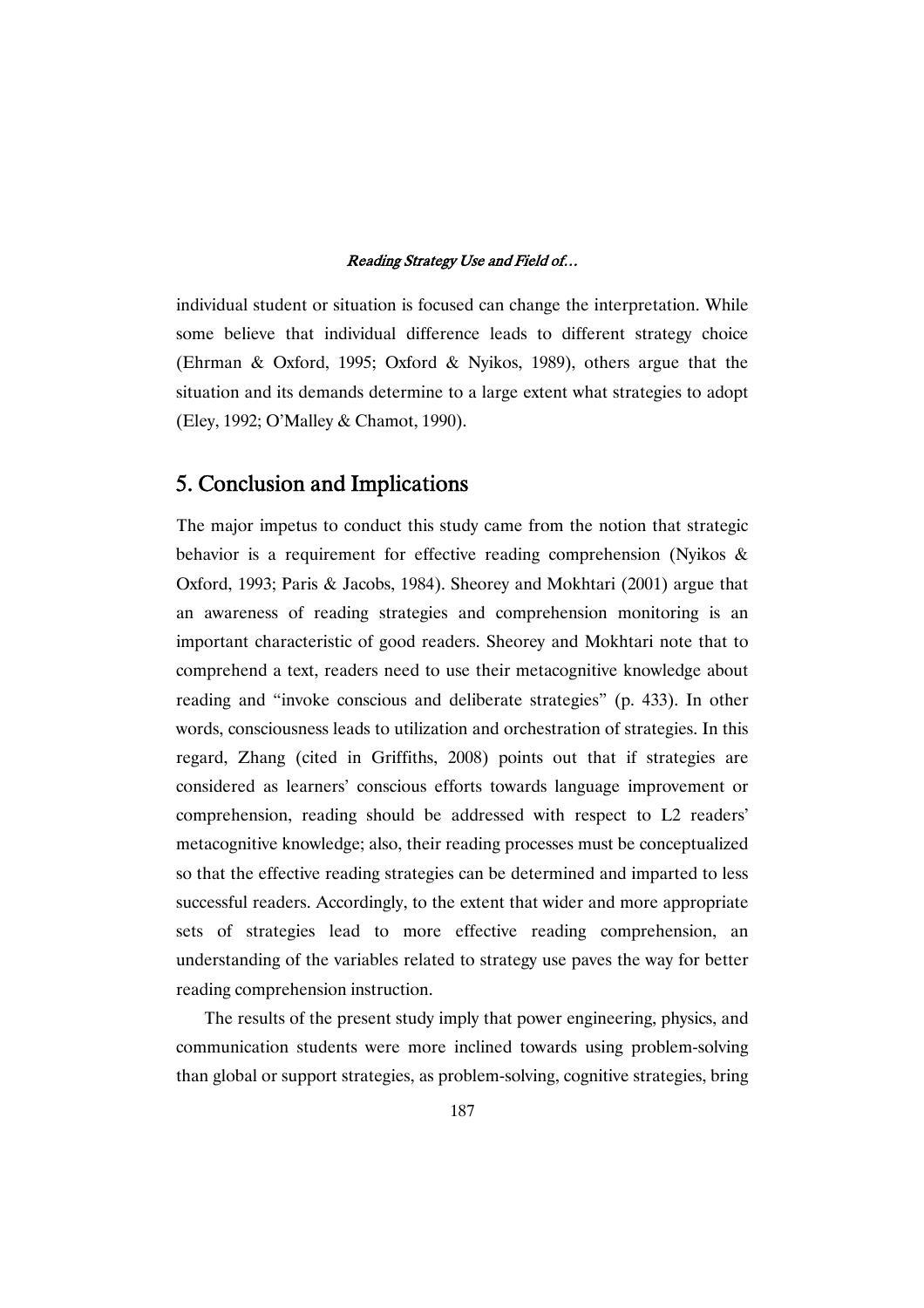individual student or situation is focused can change the interpretation. While some believe that individual difference leads to different strategy choice (Ehrman & Oxford, 1995; Oxford & Nyikos, 1989), others argue that the situation and its demands determine to a large extent what strategies to adopt (Eley, 1992; O'Malley & Chamot, 1990).

## 5. Conclusion and Implications

The major impetus to conduct this study came from the notion that strategic behavior is a requirement for effective reading comprehension (Nyikos & Oxford, 1993; Paris & Jacobs, 1984). Sheorey and Mokhtari (2001) argue that an awareness of reading strategies and comprehension monitoring is an important characteristic of good readers. Sheorey and Mokhtari note that to comprehend a text, readers need to use their metacognitive knowledge about reading and "invoke conscious and deliberate strategies" (p. 433). In other words, consciousness leads to utilization and orchestration of strategies. In this regard, Zhang (cited in Griffiths, 2008) points out that if strategies are considered as learners' conscious efforts towards language improvement or comprehension, reading should be addressed with respect to L2 readers' metacognitive knowledge; also, their reading processes must be conceptualized so that the effective reading strategies can be determined and imparted to less successful readers. Accordingly, to the extent that wider and more appropriate sets of strategies lead to more effective reading comprehension, an understanding of the variables related to strategy use paves the way for better reading comprehension instruction.

The results of the present study imply that power engineering, physics, and communication students were more inclined towards using problem-solving than global or support strategies, as problem-solving, cognitive strategies, bring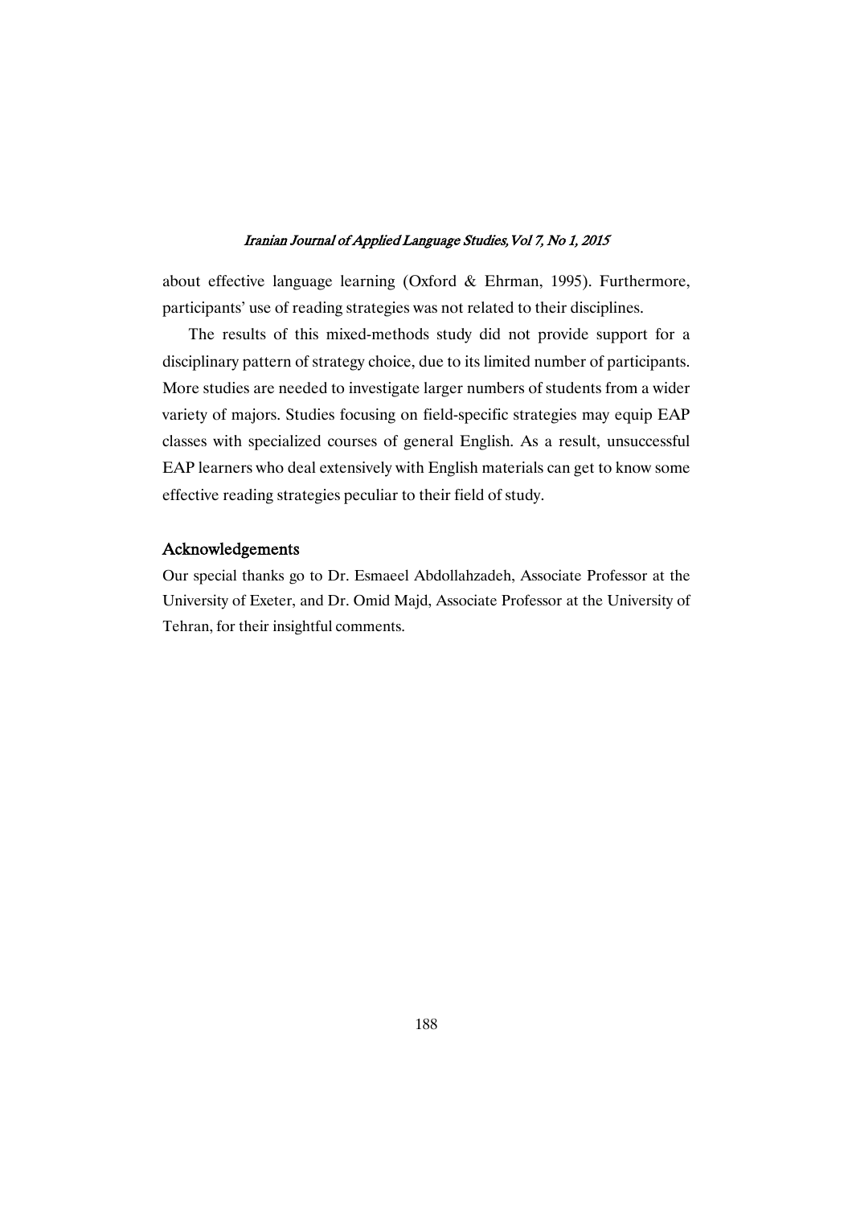about effective language learning (Oxford & Ehrman, 1995). Furthermore, participants' use of reading strategies was not related to their disciplines.

The results of this mixed-methods study did not provide support for a disciplinary pattern of strategy choice, due to its limited number of participants. More studies are needed to investigate larger numbers of students from a wider variety of majors. Studies focusing on field-specific strategies may equip EAP classes with specialized courses of general English. As a result, unsuccessful EAP learners who deal extensively with English materials can get to know some effective reading strategies peculiar to their field of study.

## Acknowledgements

Our special thanks go to Dr. Esmaeel Abdollahzadeh, Associate Professor at the University of Exeter, and Dr. Omid Majd, Associate Professor at the University of Tehran, for their insightful comments.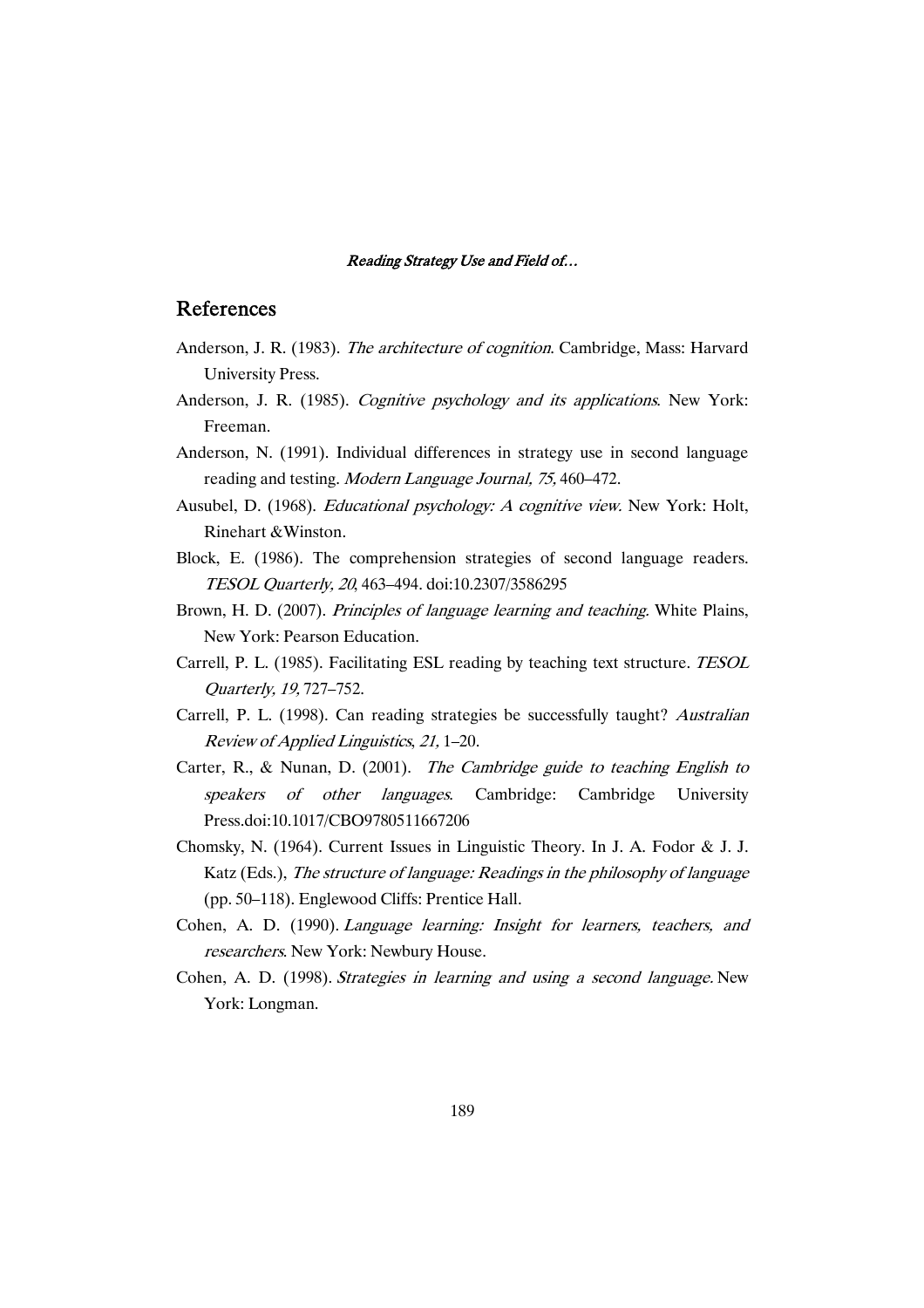## References

Anderson, J. R. (1983). *The architecture of cognition*. Cambridge, Mass: Harvard University Press.

Anderson, J. R. (1985). *Cognitive psychology and its applications*. New York: Freeman.

Anderson, N. (1991). Individual differences in strategy use in second language reading and testing. *Modern Language Journal, 75,* 460–472.

Ausubel, D. (1968). *Educational psychology: A cognitive view.* New York: Holt, Rinehart &Winston.

Block, E. (1986). The comprehension strategies of second language readers. *TESOL Quarterly, 20*, 463–494. doi:10.2307/3586295

Brown, H. D. (2007). *Principles of language learning and teaching.* White Plains, New York: Pearson Education.

Carrell, P. L. (1985). Facilitating ESL reading by teaching text structure. *TESOL Quarterly, 19,* 727–752.

Carrell, P. L. (1998). Can reading strategies be successfully taught? *Australian Review of Applied Linguistics*, *21,* 1–20.

Carter, R., & Nunan, D. (2001). *The Cambridge guide to teaching English to speakers of other languages*. Cambridge: Cambridge University Press.doi:10.1017/CBO9780511667206

Chomsky, N. (1964). Current Issues in Linguistic Theory. In J. A. Fodor & J. J. Katz (Eds.), *The structure of language: Readings in the philosophy of language* (pp. 50–118). Englewood Cliffs: Prentice Hall.

Cohen, A. D. (1990). *Language learning: Insight for learners, teachers, and researchers*. New York: Newbury House.

Cohen, A. D. (1998). *Strategies in learning and using a second language.* New York: Longman.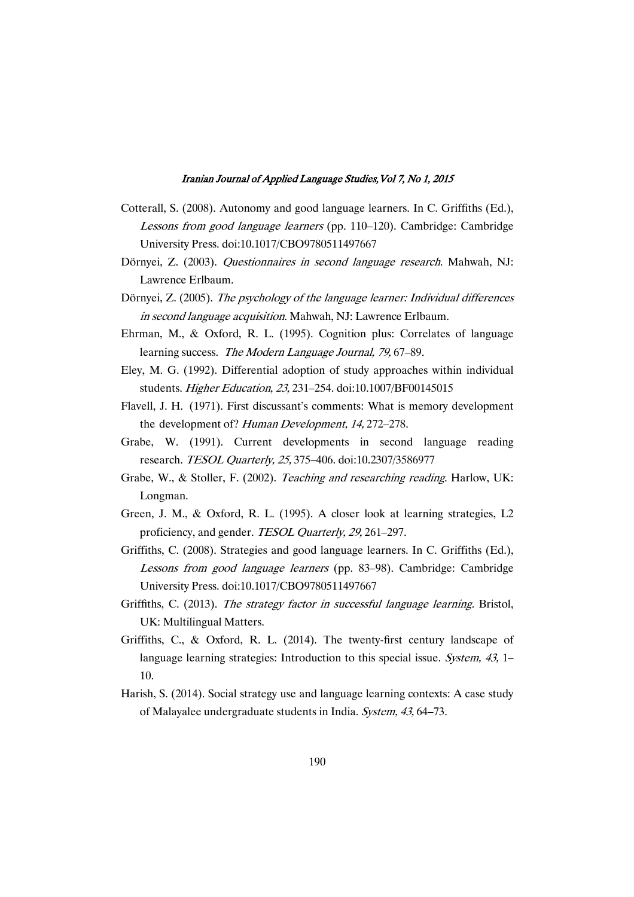Cotterall, S. (2008). Autonomy and good language learners. In C. Griffiths (Ed.), *Lessons from good language learners* (pp. 110–120). Cambridge: Cambridge University Press. doi:10.1017/CBO9780511497667

Dörnyei, Z. (2003). *Questionnaires in second language research*. Mahwah, NJ: Lawrence Erlbaum.

Dörnyei, Z. (2005). *The psychology of the language learner: Individual differences in second language acquisition*. Mahwah, NJ: Lawrence Erlbaum.

Ehrman, M., & Oxford, R. L. (1995). Cognition plus: Correlates of language learning success. *The Modern Language Journal, 79,* 67–89.

Eley, M. G. (1992). Differential adoption of study approaches within individual students. *Higher Education*, *23,* 231–254. doi:10.1007/BF00145015

Flavell, J. H. (1971). First discussant's comments: What is memory development the development of? *Human Development, 14,* 272–278.

Grabe, W. (1991). Current developments in second language reading research. *TESOL Quarterly, 25,* 375–406. doi:10.2307/3586977

Grabe, W., & Stoller, F. (2002). *Teaching and researching reading*. Harlow, UK: Longman.

Green, J. M., & Oxford, R. L. (1995). A closer look at learning strategies, L2 proficiency, and gender. *TESOL Quarterly, 29,* 261–297.

Griffiths, C. (2008). Strategies and good language learners. In C. Griffiths (Ed.), *Lessons from good language learners* (pp. 83–98). Cambridge: Cambridge University Press. doi:10.1017/CBO9780511497667

Griffiths, C. (2013). *The strategy factor in successful language learning*. Bristol, UK: Multilingual Matters.

Griffiths, C., & Oxford, R. L. (2014). The twenty-first century landscape of language learning strategies: Introduction to this special issue. *System, 43,* 1–10.

Harish, S. (2014). Social strategy use and language learning contexts: A case study of Malayalee undergraduate students in India. *System, 43,* 64–73.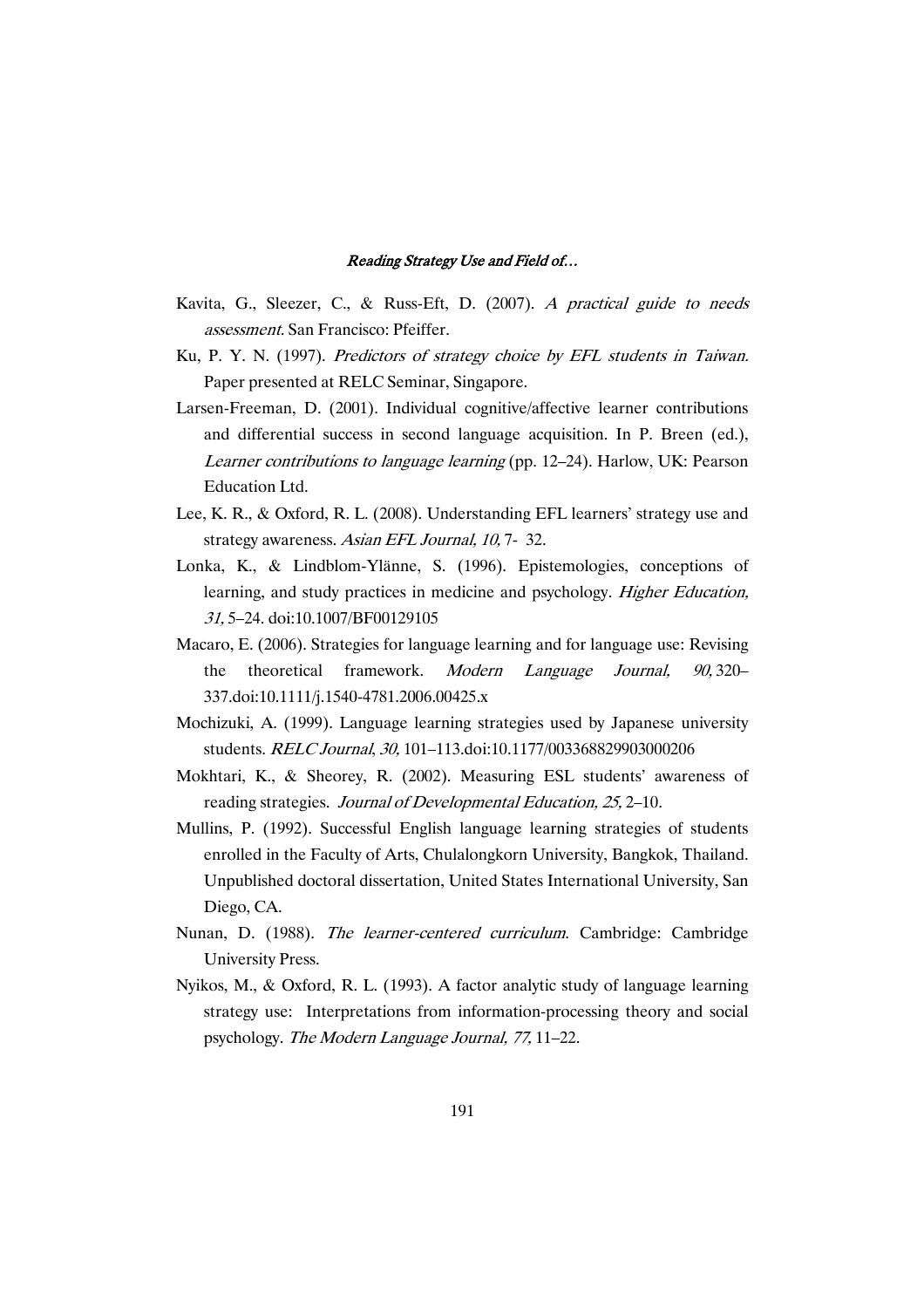Kavita, G., Sleezer, C., & Russ-Eft, D. (2007). *A practical guide to needs assessment.* San Francisco: Pfeiffer.

Ku, P. Y. N. (1997). *Predictors of strategy choice by EFL students in Taiwan.* Paper presented at RELC Seminar, Singapore.

Larsen-Freeman, D. (2001). Individual cognitive/affective learner contributions and differential success in second language acquisition. In P. Breen (ed.), *Learner contributions to language learning* (pp. 12–24). Harlow, UK: Pearson Education Ltd.

Lee, K. R., & Oxford, R. L. (2008). Understanding EFL learners' strategy use and strategy awareness. *Asian EFL Journal, 10,* 7- 32.

Lonka, K., & Lindblom-Ylänne, S. (1996). Epistemologies, conceptions of learning, and study practices in medicine and psychology. *Higher Education, 31,* 5–24. doi:10.1007/BF00129105

Macaro, E. (2006). Strategies for language learning and for language use: Revising the theoretical framework. *Modern Language Journal, 90,* 320–337.doi:10.1111/j.1540-4781.2006.00425.x

Mochizuki, A. (1999). Language learning strategies used by Japanese university students. *RELC Journal*, *30,* 101–113.doi:10.1177/003368829903000206

Mokhtari, K., & Sheorey, R. (2002). Measuring ESL students' awareness of reading strategies. *Journal of Developmental Education, 25,* 2–10.

Mullins, P. (1992). Successful English language learning strategies of students enrolled in the Faculty of Arts, Chulalongkorn University, Bangkok, Thailand. Unpublished doctoral dissertation, United States International University, San Diego, CA.

Nunan, D. (1988). *The learner-centered curriculum.* Cambridge: Cambridge University Press.

Nyikos, M., & Oxford, R. L. (1993). A factor analytic study of language learning strategy use: Interpretations from information-processing theory and social psychology. *The Modern Language Journal, 77,* 11–22.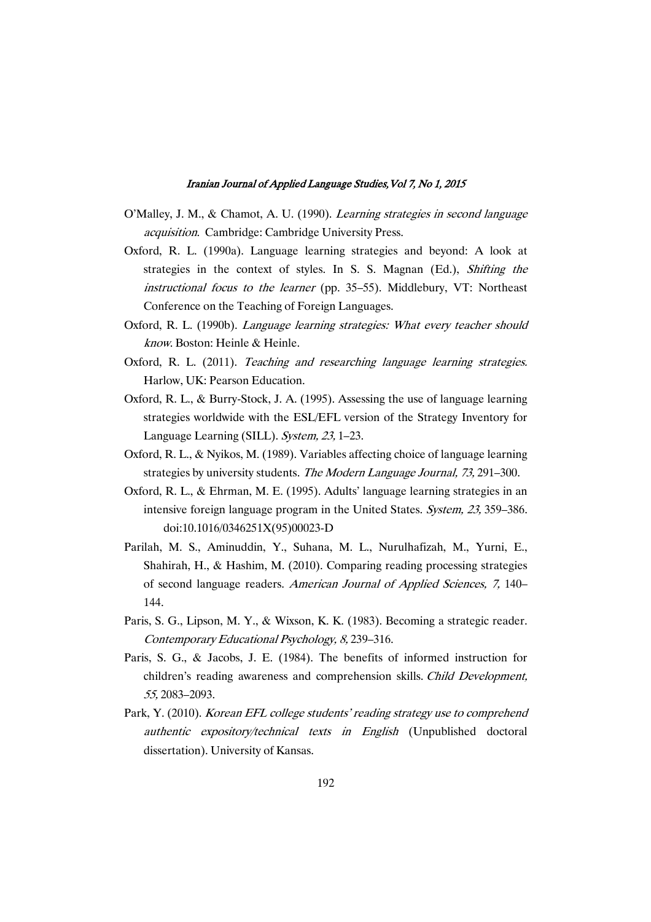O'Malley, J. M., & Chamot, A. U. (1990). *Learning strategies in second language acquisition*. Cambridge: Cambridge University Press.

Oxford, R. L. (1990a). Language learning strategies and beyond: A look at strategies in the context of styles. In S. S. Magnan (Ed.), *Shifting the instructional focus to the learner* (pp. 35–55). Middlebury, VT: Northeast Conference on the Teaching of Foreign Languages.

Oxford, R. L. (1990b). *Language learning strategies: What every teacher should know*. Boston: Heinle & Heinle.

Oxford, R. L. (2011). *Teaching and researching language learning strategies*. Harlow, UK: Pearson Education.

Oxford, R. L., & Burry-Stock, J. A. (1995). Assessing the use of language learning strategies worldwide with the ESL/EFL version of the Strategy Inventory for Language Learning (SILL). *System, 23,* 1–23.

Oxford, R. L., & Nyikos, M. (1989). Variables affecting choice of language learning strategies by university students. *The Modern Language Journal, 73,* 291–300.

Oxford, R. L., & Ehrman, M. E. (1995). Adults' language learning strategies in an intensive foreign language program in the United States. *System, 23,* 359–386. doi:10.1016/0346251X(95)00023-D

Parilah, M. S., Aminuddin, Y., Suhana, M. L., Nurulhafizah, M., Yurni, E., Shahirah, H., & Hashim, M. (2010). Comparing reading processing strategies of second language readers. *American Journal of Applied Sciences, 7,* 140–144.

Paris, S. G., Lipson, M. Y., & Wixson, K. K. (1983). Becoming a strategic reader. *Contemporary Educational Psychology, 8,* 239–316.

Paris, S. G., & Jacobs, J. E. (1984). The benefits of informed instruction for children's reading awareness and comprehension skills. *Child Development, 55,* 2083–2093.

Park, Y. (2010). *Korean EFL college students' reading strategy use to comprehend authentic expository/technical texts in English* (Unpublished doctoral dissertation). University of Kansas.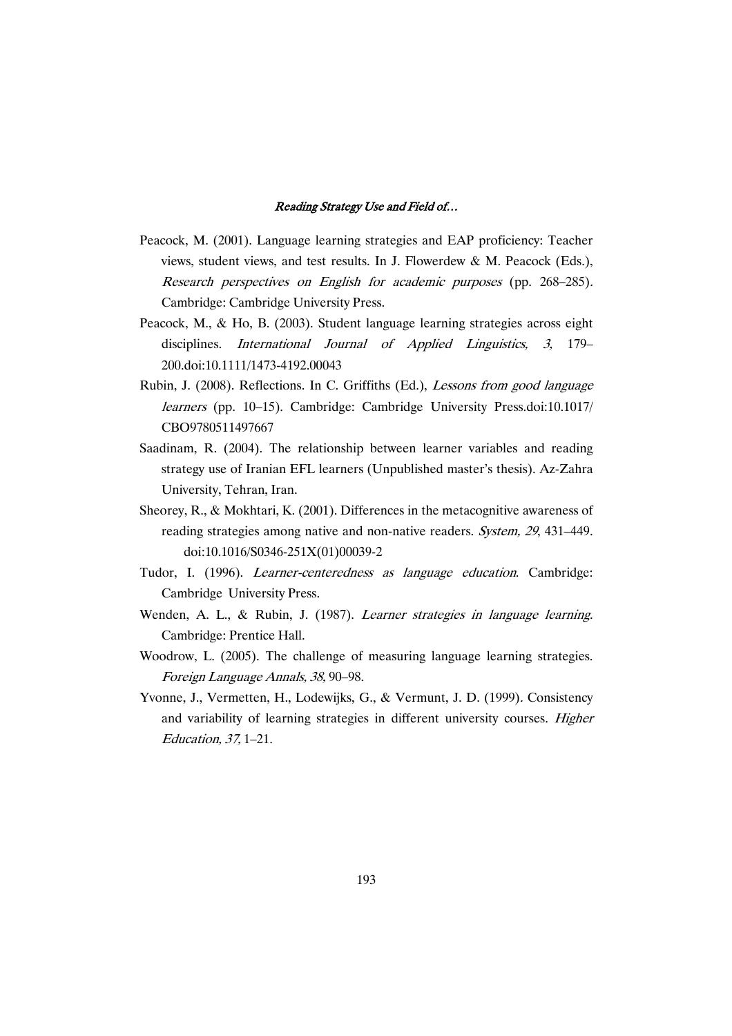Peacock, M. (2001). Language learning strategies and EAP proficiency: Teacher views, student views, and test results. In J. Flowerdew & M. Peacock (Eds.), *Research perspectives on English for academic purposes* (pp. 268–285). Cambridge: Cambridge University Press.

Peacock, M., & Ho, B. (2003). Student language learning strategies across eight disciplines. *International Journal of Applied Linguistics, 3,* 179–200.doi:10.1111/1473-4192.00043

Rubin, J. (2008). Reflections. In C. Griffiths (Ed.), *Lessons from good language learners* (pp. 10–15). Cambridge: Cambridge University Press.doi:10.1017/CBO9780511497667

Saadinam, R. (2004). The relationship between learner variables and reading strategy use of Iranian EFL learners (Unpublished master's thesis). Az-Zahra University, Tehran, Iran.

Sheorey, R., & Mokhtari, K. (2001). Differences in the metacognitive awareness of reading strategies among native and non-native readers. *System, 29*, 431–449. doi:10.1016/S0346-251X(01)00039-2

Tudor, I. (1996). *Learner-centeredness as language education*. Cambridge: Cambridge University Press.

Wenden, A. L., & Rubin, J. (1987). *Learner strategies in language learning*. Cambridge: Prentice Hall.

Woodrow, L. (2005). The challenge of measuring language learning strategies. *Foreign Language Annals, 38,* 90–98.

Yvonne, J., Vermetten, H., Lodewijks, G., & Vermunt, J. D. (1999). Consistency and variability of learning strategies in different university courses. *Higher Education, 37,* 1–21.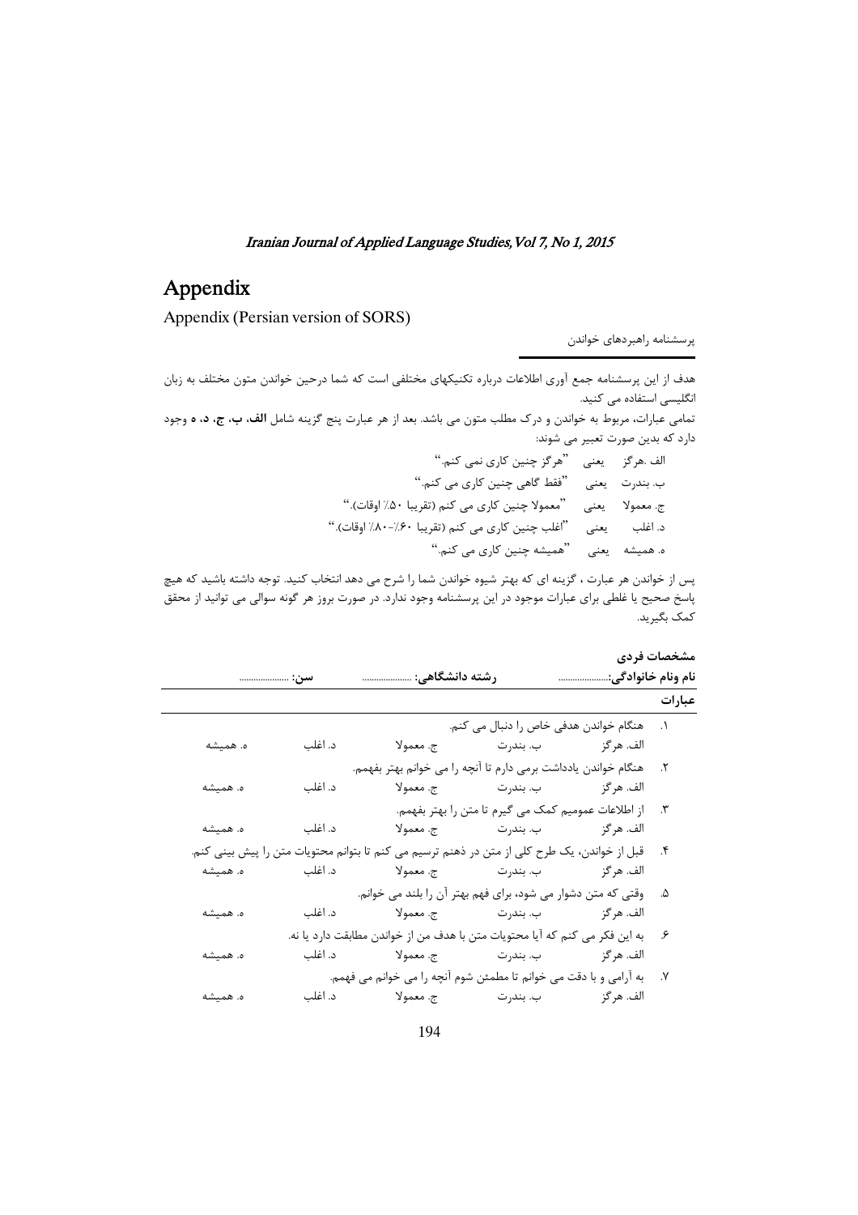# Appendix

Appendix (Persian version of SORS)

پرسشنامه راهبردهای خواندن

هدف از این پرسشنامه جمع آوری اطلاعات درباره تکنیکهای مختلفی است که شما درحین خواندن متون مختلف به زبان انگلیسی استفاده می کنید.

تمامی عبارات، مربوط به خواندن و درک مطلب متون می باشد. بعد از هر عبارت پنج گزینه شامل **الف**، **ب**، **ج**، **د**، **ه** وجود دارد که بدین صورت تعبیر می شوند:

الف .هرگز   یعنی   "هرگز چنین کاری نمی کنم."

ب. بندرت   یعنی   "فقط گاهی چنین کاری می کنم."

ج. معمولا   یعنی   "معمولا چنین کاری می کنم (تقریبا ۵۰٪ اوقات)."

د. اغلب   یعنی   "اغلب چنین کاری می کنم (تقریبا ۶۰٪-۸۰٪ اوقات)."

ه. همیشه   یعنی   "همیشه چنین کاری می کنم."

پس از خواندن هر عبارت ، گزینه ای که بهتر شیوه خواندن شما را شرح می دهد انتخاب کنید. توجه داشته باشید که هیچ پاسخ صحیح یا غلطی برای عبارات موجود در این پرسشنامه وجود ندارد. در صورت بروز هر گونه سوالی می توانید از محقق کمک بگیرید.

**مشخصات فردی**

**نام ونام خانوادگی:**......................   **رشته دانشگاهی:** ......................   **سن:** ......................

**عبارات**

۱. هنگام خواندن هدفی خاص را دنبال می کنم.

الف. هرگز   ب. بندرت   ج. معمولا   د. اغلب   ه. همیشه

۲. هنگام خواندن یادداشت برمی دارم تا آنچه را می خوانم بهتر بفهمم.

الف. هرگز   ب. بندرت   ج. معمولا   د. اغلب   ه. همیشه

۳. از اطلاعات عمومیم کمک می گیرم تا متن را بهتر بفهمم.

الف. هرگز   ب. بندرت   ج. معمولا   د. اغلب   ه. همیشه

۴. قبل از خواندن، یک طرح کلی از متن در ذهنم ترسیم می کنم تا بتوانم محتویات متن را پیش بینی کنم.

الف. هرگز   ب. بندرت   ج. معمولا   د. اغلب   ه. همیشه

۵. وقتی که متن دشوار می شود، برای فهم بهتر آن را بلند می خوانم.

الف. هرگز   ب. بندرت   ج. معمولا   د. اغلب   ه. همیشه

۶. به این فکر می کنم که آیا محتویات متن با هدف من از خواندن مطابقت دارد یا نه.

الف. هرگز   ب. بندرت   ج. معمولا   د. اغلب   ه. همیشه

۷. به آرامی و با دقت می خوانم تا مطمئن شوم آنچه را می خوانم می فهمم.

الف. هرگز   ب. بندرت   ج. معمولا   د. اغلب   ه. همیشه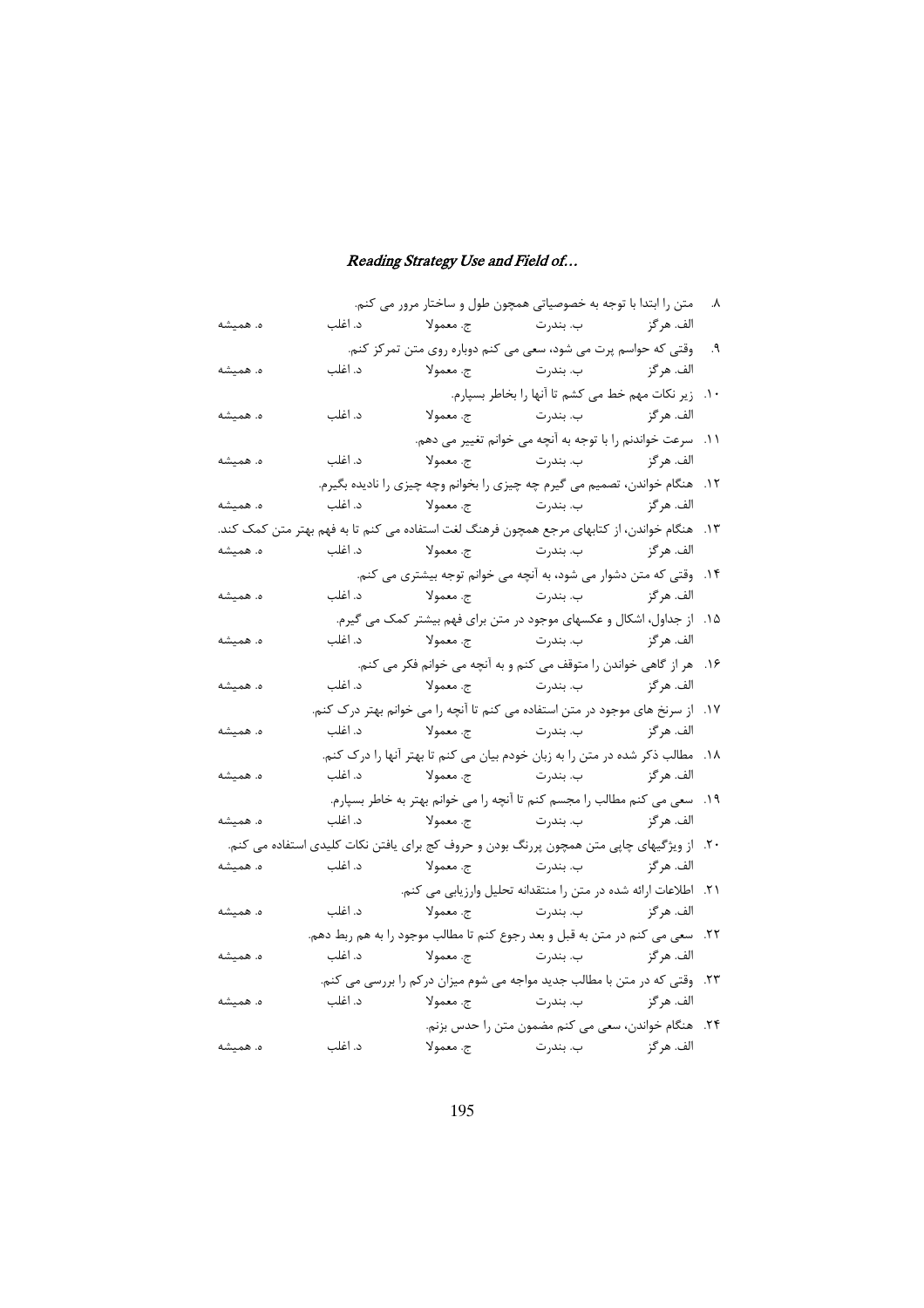۸. متن را ابتدا با توجه به خصوصیاتی همچون طول و ساختار مرور می کنم.

الف. هرگز ب. بندرت ج. معمولا د. اغلب ه. همیشه

۹. وقتی که حواسم پرت می شود، سعی می کنم دوباره روی متن تمرکز کنم.

الف. هرگز ب. بندرت ج. معمولا د. اغلب ه. همیشه

۱۰. زیر نکات مهم خط می کشم تا آنها را بخاطر بسپارم.

الف. هرگز ب. بندرت ج. معمولا د. اغلب ه. همیشه

۱۱. سرعت خواندنم را با توجه به آنچه می خوانم تغییر می دهم.

الف. هرگز ب. بندرت ج. معمولا د. اغلب ه. همیشه

۱۲. هنگام خواندن، تصمیم می گیرم چه چیزی را بخوانم وچه چیزی را نادیده بگیرم.

الف. هرگز ب. بندرت ج. معمولا د. اغلب ه. همیشه

۱۳. هنگام خواندن، از کتابهای مرجع همچون فرهنگ لغت استفاده می کنم تا به فهم بهتر متن کمک کند.

الف. هرگز ب. بندرت ج. معمولا د. اغلب ه. همیشه

۱۴. وقتی که متن دشوار می شود، به آنچه می خوانم توجه بیشتری می کنم.

الف. هرگز ب. بندرت ج. معمولا د. اغلب ه. همیشه

۱۵. از جداول، اشکال و عکسهای موجود در متن برای فهم بیشتر کمک می گیرم.

الف. هرگز ب. بندرت ج. معمولا د. اغلب ه. همیشه

۱۶. هر از گاهی خواندن را متوقف می کنم و به آنچه می خوانم فکر می کنم.

الف. هرگز ب. بندرت ج. معمولا د. اغلب ه. همیشه

۱۷. از سرنخ های موجود در متن استفاده می کنم تا آنچه را می خوانم بهتر درک کنم.

الف. هرگز ب. بندرت ج. معمولا د. اغلب ه. همیشه

۱۸. مطالب ذکر شده در متن را به زبان خودم بیان می کنم تا بهتر آنها را درک کنم.

الف. هرگز ب. بندرت ج. معمولا د. اغلب ه. همیشه

۱۹. سعی می کنم مطالب را مجسم کنم تا آنچه را می خوانم بهتر به خاطر بسپارم.

الف. هرگز ب. بندرت ج. معمولا د. اغلب ه. همیشه

۲۰. از ویژگیهای چاپی متن همچون پررنگ بودن و حروف کج برای یافتن نکات کلیدی استفاده می کنم.

الف. هرگز ب. بندرت ج. معمولا د. اغلب ه. همیشه

۲۱. اطلاعات ارائه شده در متن را منتقدانه تحلیل وارزیابی می کنم.

الف. هرگز ب. بندرت ج. معمولا د. اغلب ه. همیشه

۲۲. سعی می کنم در متن به قبل و بعد رجوع کنم تا مطالب موجود را به هم ربط دهم.

الف. هرگز ب. بندرت ج. معمولا د. اغلب ه. همیشه

۲۳. وقتی که در متن با مطالب جدید مواجه می شوم میزان درکم را بررسی می کنم.

الف. هرگز ب. بندرت ج. معمولا د. اغلب ه. همیشه

۲۴. هنگام خواندن، سعی می کنم مضمون متن را حدس بزنم.

الف. هرگز ب. بندرت ج. معمولا د. اغلب ه. همیشه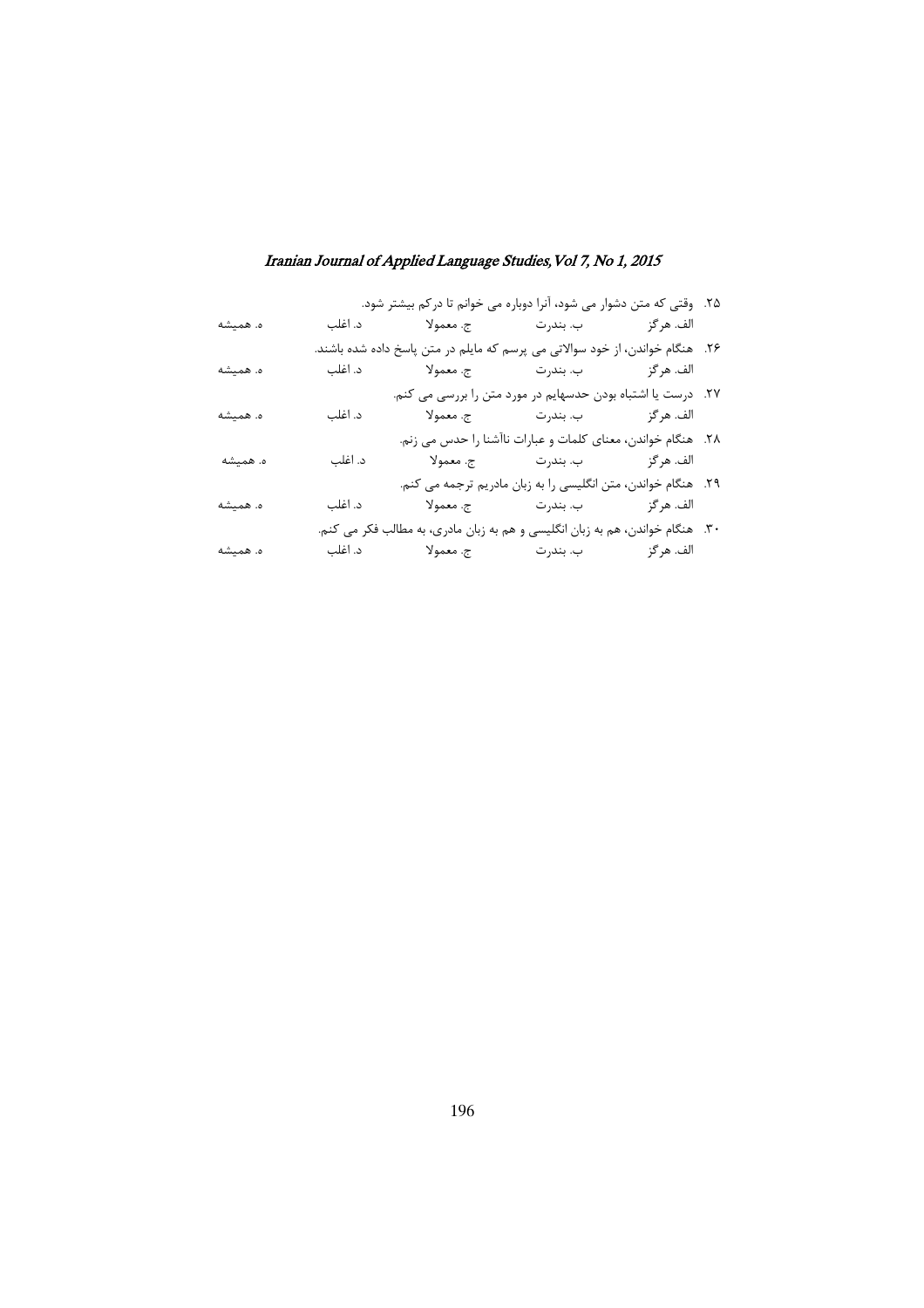۲۵. وقتی که متن دشوار می شود، آنرا دوباره می خوانم تا درکم بیشتر شود.

الف. هرگز ب. بندرت ج. معمولا د. اغلب ه. همیشه

۲۶. هنگام خواندن، از خود سوالاتی می پرسم که مایلم در متن پاسخ داده شده باشند.

الف. هرگز ب. بندرت ج. معمولا د. اغلب ه. همیشه

۲۷. درست یا اشتباه بودن حدسهایم در مورد متن را بررسی می کنم.

الف. هرگز ب. بندرت ج. معمولا د. اغلب ه. همیشه

۲۸. هنگام خواندن، معنای کلمات و عبارات ناآشنا را حدس می زنم.

الف. هرگز ب. بندرت ج. معمولا د. اغلب ه. همیشه

۲۹. هنگام خواندن، متن انگلیسی را به زبان مادریم ترجمه می کنم.

الف. هرگز ب. بندرت ج. معمولا د. اغلب ه. همیشه

۳۰. هنگام خواندن، هم به زبان انگلیسی و هم به زبان مادری، به مطالب فکر می کنم.

الف. هرگز ب. بندرت ج. معمولا د. اغلب ه. همیشه